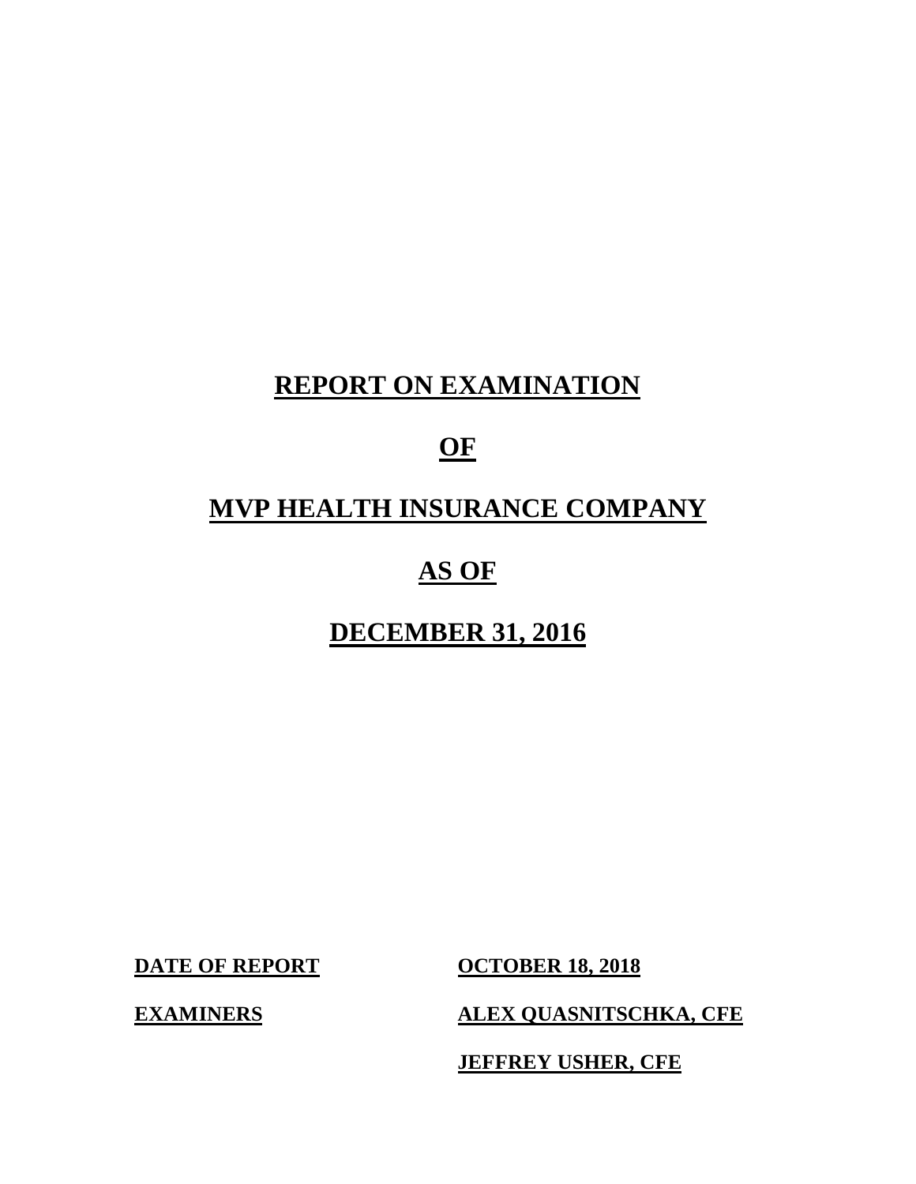# REPORT ON EXAMINATION

# OF

# MVP HEALTH INSURANCE COMPANY

# AS OF

# DECEMBER 31, 2016

| | |
|---|---|
| **DATE OF REPORT** | **OCTOBER 18, 2018** |
| **EXAMINERS** | **ALEX QUASNITSCHKA, CFE** |
| | **JEFFREY USHER, CFE** |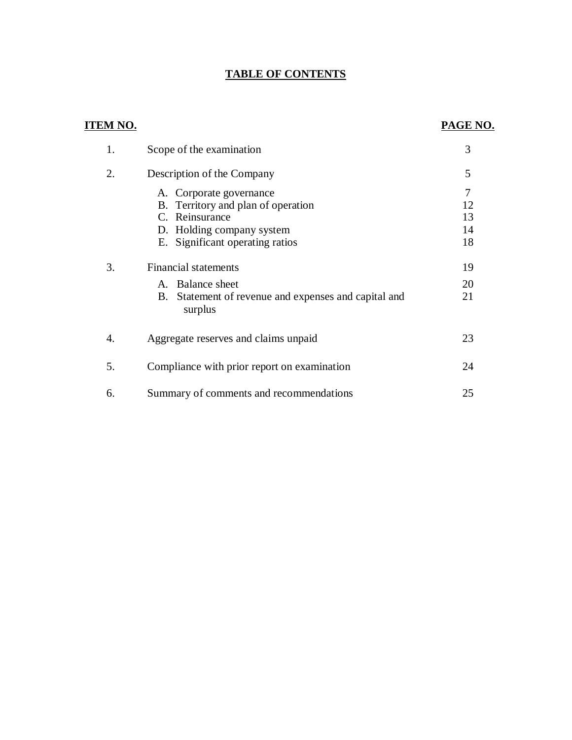# TABLE OF CONTENTS

| ITEM NO. | | PAGE NO. |
|---|---|---|
| 1. | Scope of the examination | 3 |
| 2. | Description of the Company | 5 |
| | A. Corporate governance | 7 |
| | B. Territory and plan of operation | 12 |
| | C. Reinsurance | 13 |
| | D. Holding company system | 14 |
| | E. Significant operating ratios | 18 |
| 3. | Financial statements | 19 |
| | A. Balance sheet | 20 |
| | B. Statement of revenue and expenses and capital and surplus | 21 |
| 4. | Aggregate reserves and claims unpaid | 23 |
| 5. | Compliance with prior report on examination | 24 |
| 6. | Summary of comments and recommendations | 25 |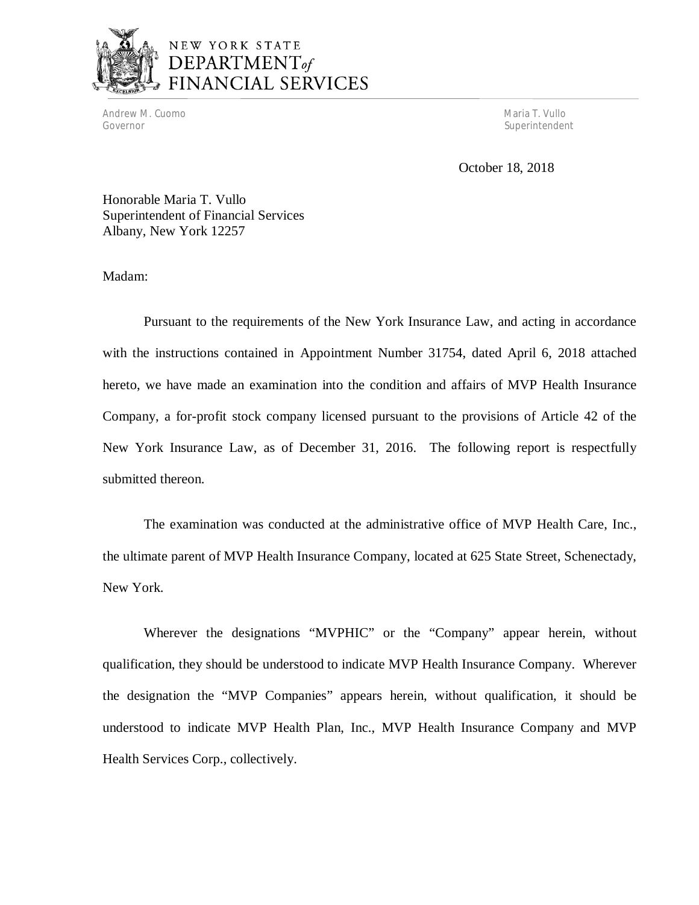NEW YORK STATE
DEPARTMENT *of*
FINANCIAL SERVICES

Andrew M. Cuomo
Governor

Maria T. Vullo
Superintendent

October 18, 2018

Honorable Maria T. Vullo
Superintendent of Financial Services
Albany, New York 12257

Madam:

Pursuant to the requirements of the New York Insurance Law, and acting in accordance with the instructions contained in Appointment Number 31754, dated April 6, 2018 attached hereto, we have made an examination into the condition and affairs of MVP Health Insurance Company, a for-profit stock company licensed pursuant to the provisions of Article 42 of the New York Insurance Law, as of December 31, 2016. The following report is respectfully submitted thereon.

The examination was conducted at the administrative office of MVP Health Care, Inc., the ultimate parent of MVP Health Insurance Company, located at 625 State Street, Schenectady, New York.

Wherever the designations "MVPHIC" or the "Company" appear herein, without qualification, they should be understood to indicate MVP Health Insurance Company. Wherever the designation the "MVP Companies" appears herein, without qualification, it should be understood to indicate MVP Health Plan, Inc., MVP Health Insurance Company and MVP Health Services Corp., collectively.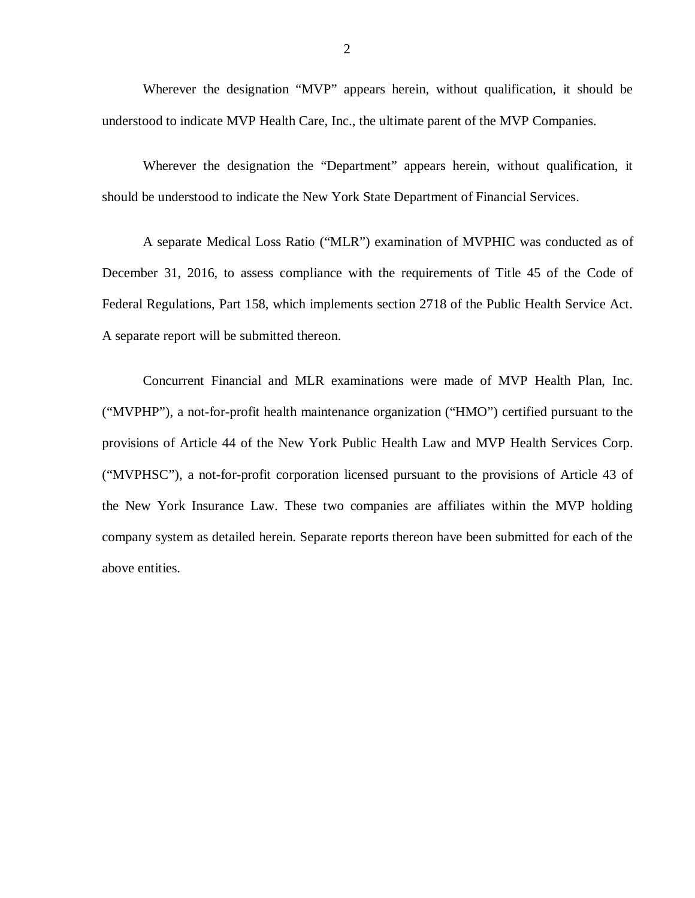Wherever the designation "MVP" appears herein, without qualification, it should be understood to indicate MVP Health Care, Inc., the ultimate parent of the MVP Companies.

Wherever the designation the "Department" appears herein, without qualification, it should be understood to indicate the New York State Department of Financial Services.

A separate Medical Loss Ratio ("MLR") examination of MVPHIC was conducted as of December 31, 2016, to assess compliance with the requirements of Title 45 of the Code of Federal Regulations, Part 158, which implements section 2718 of the Public Health Service Act. A separate report will be submitted thereon.

Concurrent Financial and MLR examinations were made of MVP Health Plan, Inc. ("MVPHP"), a not-for-profit health maintenance organization ("HMO") certified pursuant to the provisions of Article 44 of the New York Public Health Law and MVP Health Services Corp. ("MVPHSC"), a not-for-profit corporation licensed pursuant to the provisions of Article 43 of the New York Insurance Law. These two companies are affiliates within the MVP holding company system as detailed herein. Separate reports thereon have been submitted for each of the above entities.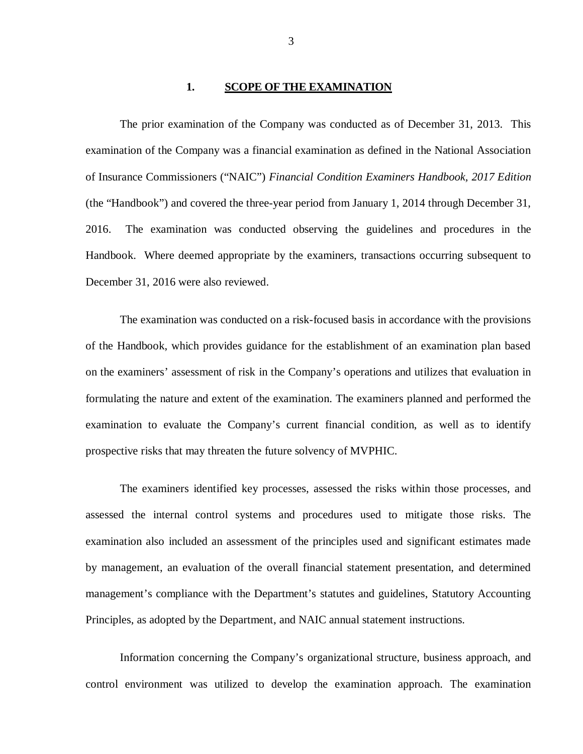## 1. SCOPE OF THE EXAMINATION

The prior examination of the Company was conducted as of December 31, 2013. This examination of the Company was a financial examination as defined in the National Association of Insurance Commissioners ("NAIC") *Financial Condition Examiners Handbook, 2017 Edition* (the "Handbook") and covered the three-year period from January 1, 2014 through December 31, 2016. The examination was conducted observing the guidelines and procedures in the Handbook. Where deemed appropriate by the examiners, transactions occurring subsequent to December 31, 2016 were also reviewed.

The examination was conducted on a risk-focused basis in accordance with the provisions of the Handbook, which provides guidance for the establishment of an examination plan based on the examiners' assessment of risk in the Company's operations and utilizes that evaluation in formulating the nature and extent of the examination. The examiners planned and performed the examination to evaluate the Company's current financial condition, as well as to identify prospective risks that may threaten the future solvency of MVPHIC.

The examiners identified key processes, assessed the risks within those processes, and assessed the internal control systems and procedures used to mitigate those risks. The examination also included an assessment of the principles used and significant estimates made by management, an evaluation of the overall financial statement presentation, and determined management's compliance with the Department's statutes and guidelines, Statutory Accounting Principles, as adopted by the Department, and NAIC annual statement instructions.

Information concerning the Company's organizational structure, business approach, and control environment was utilized to develop the examination approach. The examination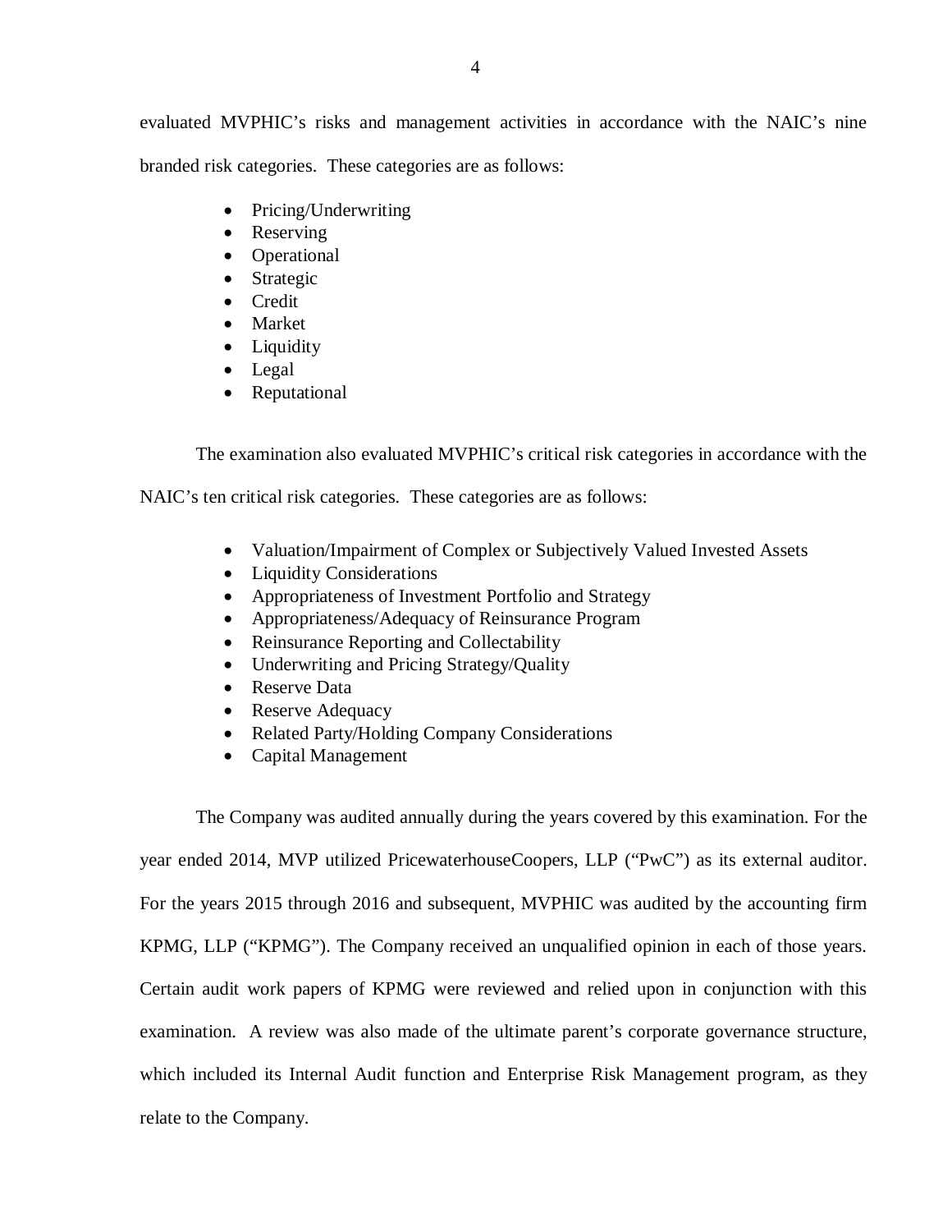evaluated MVPHIC's risks and management activities in accordance with the NAIC's nine branded risk categories. These categories are as follows:

- Pricing/Underwriting
- Reserving
- Operational
- Strategic
- Credit
- Market
- Liquidity
- Legal
- Reputational

The examination also evaluated MVPHIC's critical risk categories in accordance with the NAIC's ten critical risk categories. These categories are as follows:

- Valuation/Impairment of Complex or Subjectively Valued Invested Assets
- Liquidity Considerations
- Appropriateness of Investment Portfolio and Strategy
- Appropriateness/Adequacy of Reinsurance Program
- Reinsurance Reporting and Collectability
- Underwriting and Pricing Strategy/Quality
- Reserve Data
- Reserve Adequacy
- Related Party/Holding Company Considerations
- Capital Management

The Company was audited annually during the years covered by this examination. For the year ended 2014, MVP utilized PricewaterhouseCoopers, LLP ("PwC") as its external auditor. For the years 2015 through 2016 and subsequent, MVPHIC was audited by the accounting firm KPMG, LLP ("KPMG"). The Company received an unqualified opinion in each of those years. Certain audit work papers of KPMG were reviewed and relied upon in conjunction with this examination. A review was also made of the ultimate parent's corporate governance structure, which included its Internal Audit function and Enterprise Risk Management program, as they relate to the Company.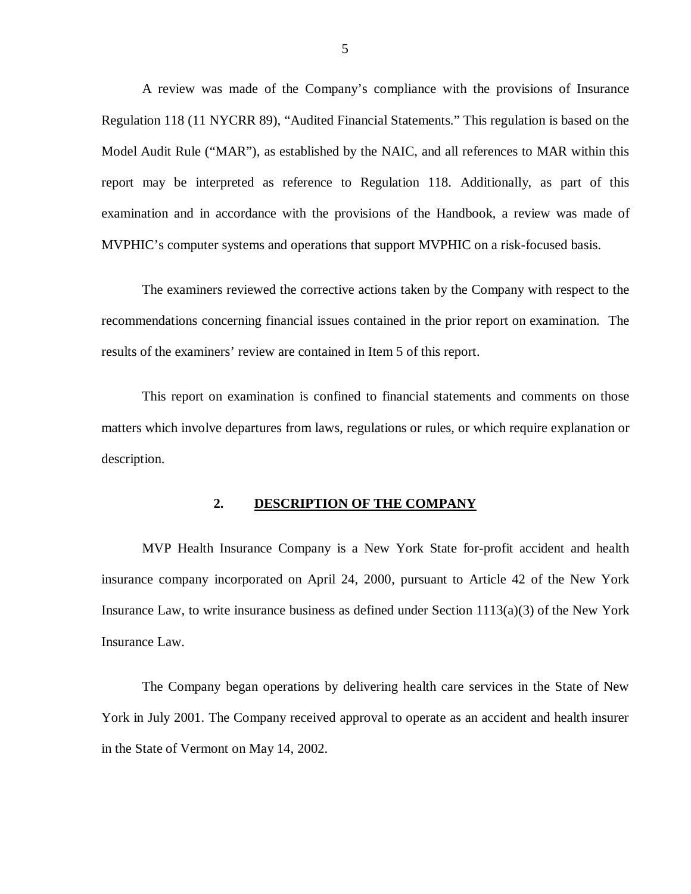A review was made of the Company's compliance with the provisions of Insurance Regulation 118 (11 NYCRR 89), "Audited Financial Statements." This regulation is based on the Model Audit Rule ("MAR"), as established by the NAIC, and all references to MAR within this report may be interpreted as reference to Regulation 118. Additionally, as part of this examination and in accordance with the provisions of the Handbook, a review was made of MVPHIC's computer systems and operations that support MVPHIC on a risk-focused basis.

The examiners reviewed the corrective actions taken by the Company with respect to the recommendations concerning financial issues contained in the prior report on examination. The results of the examiners' review are contained in Item 5 of this report.

This report on examination is confined to financial statements and comments on those matters which involve departures from laws, regulations or rules, or which require explanation or description.

## 2. DESCRIPTION OF THE COMPANY

MVP Health Insurance Company is a New York State for-profit accident and health insurance company incorporated on April 24, 2000, pursuant to Article 42 of the New York Insurance Law, to write insurance business as defined under Section 1113(a)(3) of the New York Insurance Law.

The Company began operations by delivering health care services in the State of New York in July 2001. The Company received approval to operate as an accident and health insurer in the State of Vermont on May 14, 2002.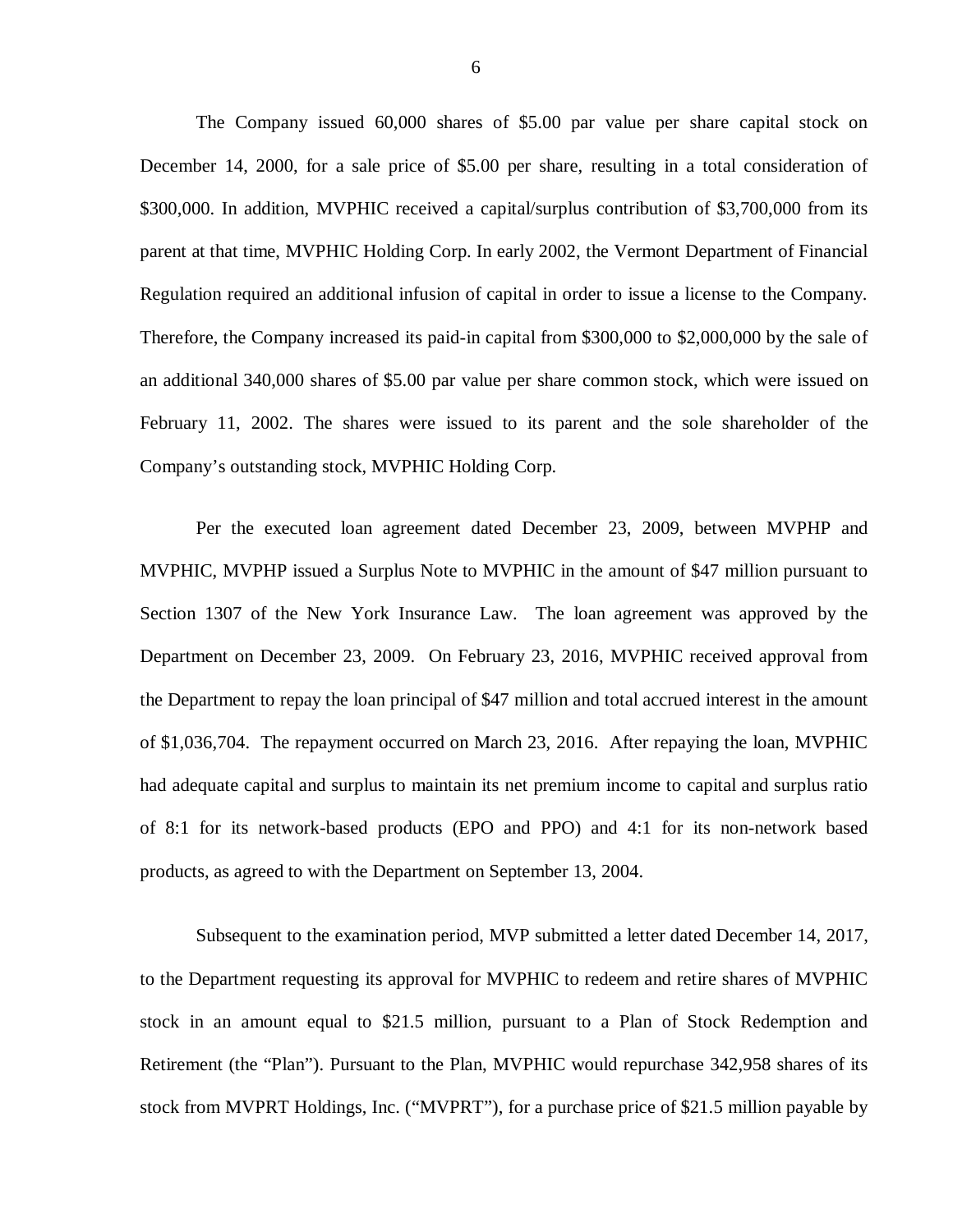The Company issued 60,000 shares of $5.00 par value per share capital stock on December 14, 2000, for a sale price of $5.00 per share, resulting in a total consideration of $300,000. In addition, MVPHIC received a capital/surplus contribution of $3,700,000 from its parent at that time, MVPHIC Holding Corp. In early 2002, the Vermont Department of Financial Regulation required an additional infusion of capital in order to issue a license to the Company. Therefore, the Company increased its paid-in capital from $300,000 to $2,000,000 by the sale of an additional 340,000 shares of $5.00 par value per share common stock, which were issued on February 11, 2002. The shares were issued to its parent and the sole shareholder of the Company's outstanding stock, MVPHIC Holding Corp.

Per the executed loan agreement dated December 23, 2009, between MVPHP and MVPHIC, MVPHP issued a Surplus Note to MVPHIC in the amount of $47 million pursuant to Section 1307 of the New York Insurance Law. The loan agreement was approved by the Department on December 23, 2009. On February 23, 2016, MVPHIC received approval from the Department to repay the loan principal of $47 million and total accrued interest in the amount of $1,036,704. The repayment occurred on March 23, 2016. After repaying the loan, MVPHIC had adequate capital and surplus to maintain its net premium income to capital and surplus ratio of 8:1 for its network-based products (EPO and PPO) and 4:1 for its non-network based products, as agreed to with the Department on September 13, 2004.

Subsequent to the examination period, MVP submitted a letter dated December 14, 2017, to the Department requesting its approval for MVPHIC to redeem and retire shares of MVPHIC stock in an amount equal to $21.5 million, pursuant to a Plan of Stock Redemption and Retirement (the "Plan"). Pursuant to the Plan, MVPHIC would repurchase 342,958 shares of its stock from MVPRT Holdings, Inc. ("MVPRT"), for a purchase price of $21.5 million payable by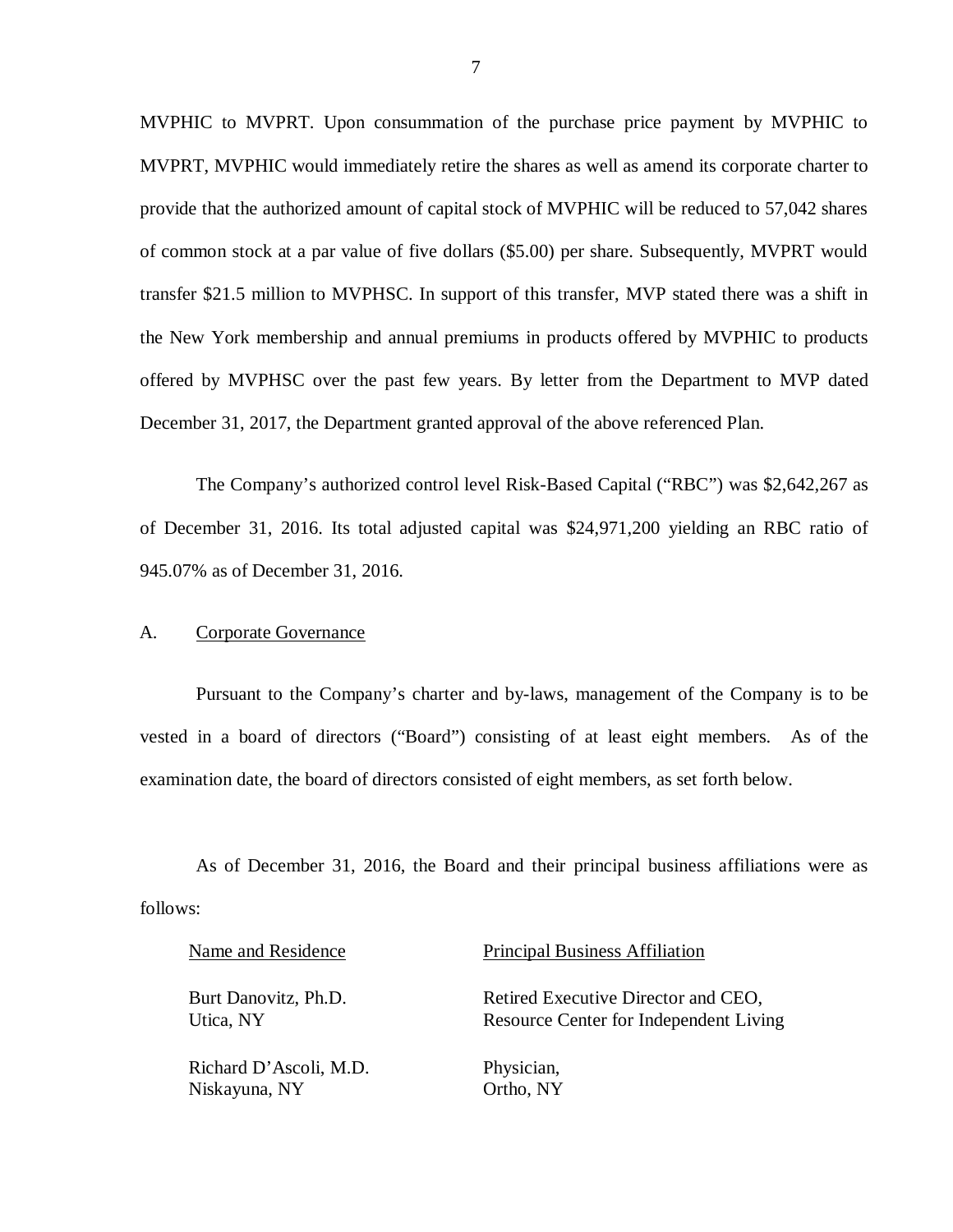MVPHIC to MVPRT. Upon consummation of the purchase price payment by MVPHIC to MVPRT, MVPHIC would immediately retire the shares as well as amend its corporate charter to provide that the authorized amount of capital stock of MVPHIC will be reduced to 57,042 shares of common stock at a par value of five dollars ($5.00) per share. Subsequently, MVPRT would transfer $21.5 million to MVPHSC. In support of this transfer, MVP stated there was a shift in the New York membership and annual premiums in products offered by MVPHIC to products offered by MVPHSC over the past few years. By letter from the Department to MVP dated December 31, 2017, the Department granted approval of the above referenced Plan.

The Company's authorized control level Risk-Based Capital ("RBC") was $2,642,267 as of December 31, 2016. Its total adjusted capital was $24,971,200 yielding an RBC ratio of 945.07% as of December 31, 2016.

## A. Corporate Governance

Pursuant to the Company's charter and by-laws, management of the Company is to be vested in a board of directors ("Board") consisting of at least eight members. As of the examination date, the board of directors consisted of eight members, as set forth below.

As of December 31, 2016, the Board and their principal business affiliations were as follows:

| Name and Residence | Principal Business Affiliation |
|---|---|
| Burt Danovitz, Ph.D.<br>Utica, NY | Retired Executive Director and CEO,<br>Resource Center for Independent Living |
| Richard D'Ascoli, M.D.<br>Niskayuna, NY | Physician,<br>Ortho, NY |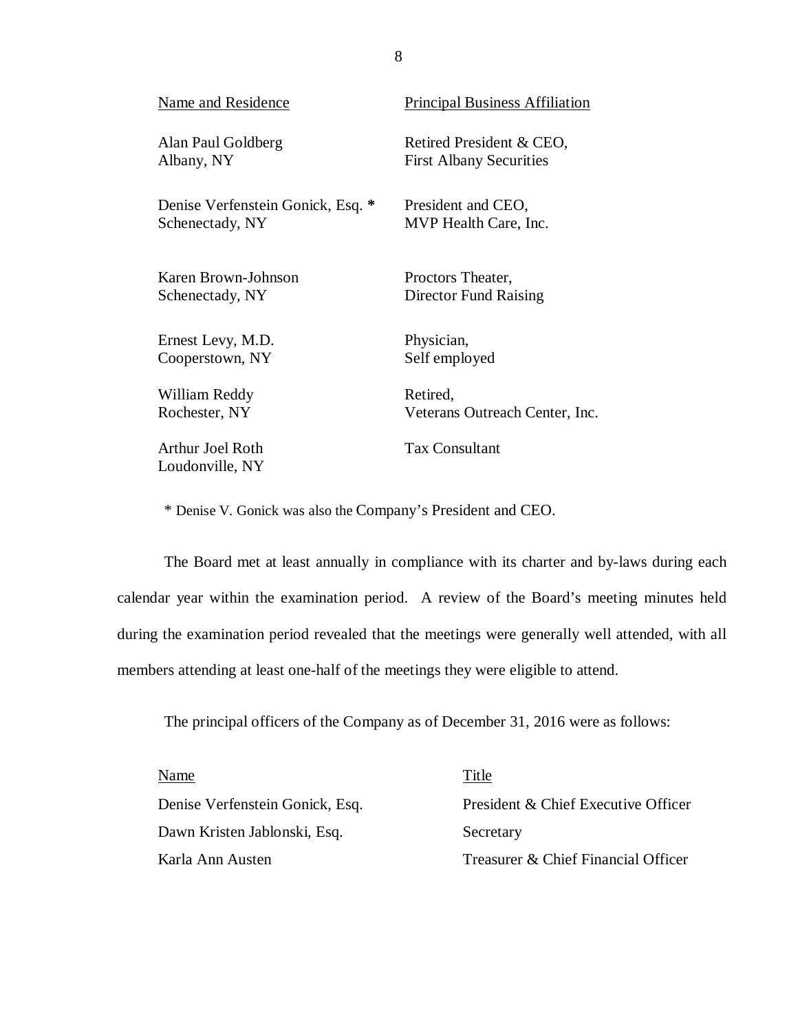| Name and Residence | Principal Business Affiliation |
|---|---|
| Alan Paul Goldberg<br>Albany, NY | Retired President & CEO,<br>First Albany Securities |
| Denise Verfenstein Gonick, Esq. *<br>Schenectady, NY | President and CEO,<br>MVP Health Care, Inc. |
| Karen Brown-Johnson<br>Schenectady, NY | Proctors Theater,<br>Director Fund Raising |
| Ernest Levy, M.D.<br>Cooperstown, NY | Physician,<br>Self employed |
| William Reddy<br>Rochester, NY | Retired,<br>Veterans Outreach Center, Inc. |
| Arthur Joel Roth<br>Loudonville, NY | Tax Consultant |

* Denise V. Gonick was also the Company's President and CEO.

The Board met at least annually in compliance with its charter and by-laws during each calendar year within the examination period. A review of the Board's meeting minutes held during the examination period revealed that the meetings were generally well attended, with all members attending at least one-half of the meetings they were eligible to attend.

The principal officers of the Company as of December 31, 2016 were as follows:

| Name | Title |
|---|---|
| Denise Verfenstein Gonick, Esq. | President & Chief Executive Officer |
| Dawn Kristen Jablonski, Esq. | Secretary |
| Karla Ann Austen | Treasurer & Chief Financial Officer |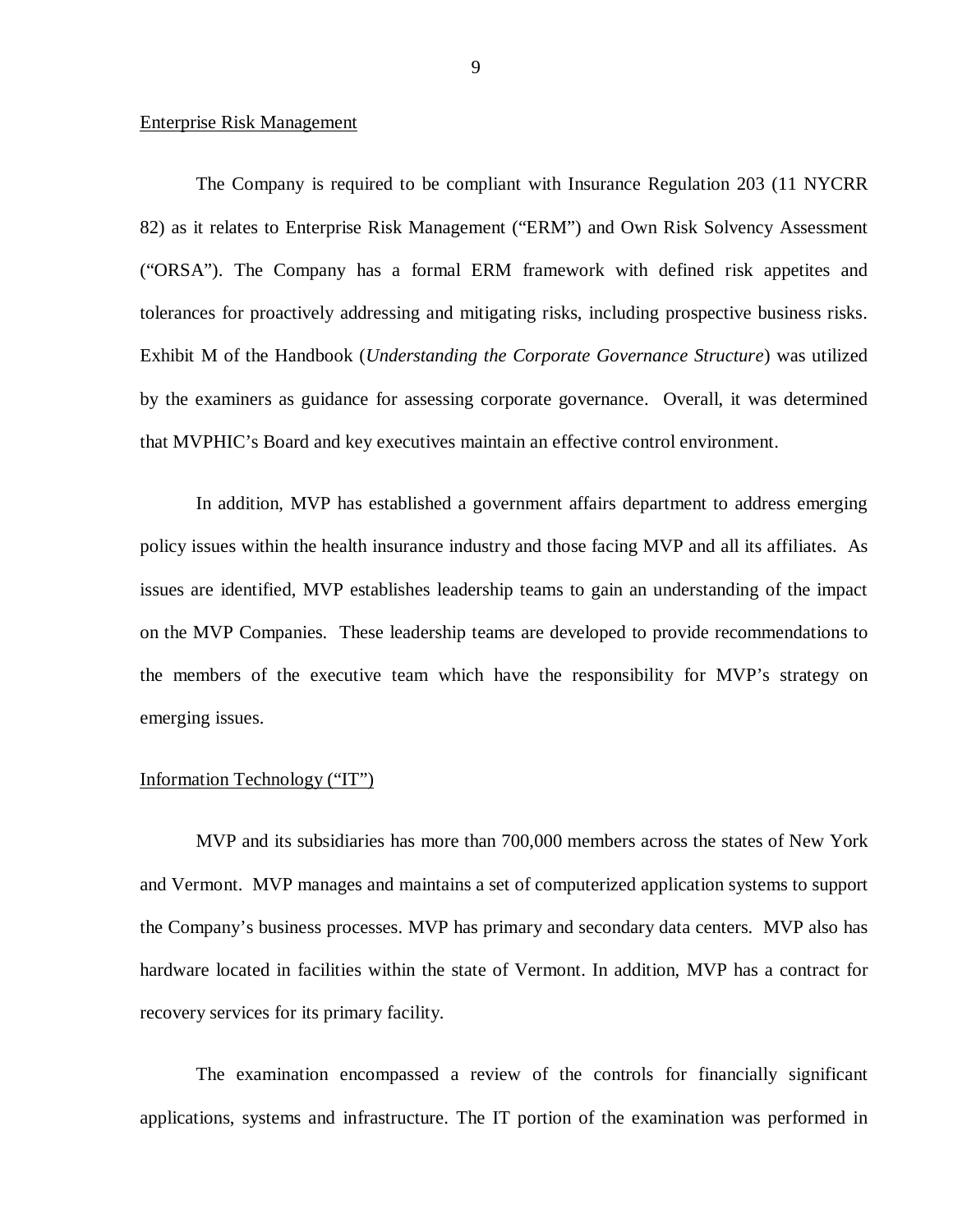## Enterprise Risk Management

The Company is required to be compliant with Insurance Regulation 203 (11 NYCRR 82) as it relates to Enterprise Risk Management ("ERM") and Own Risk Solvency Assessment ("ORSA"). The Company has a formal ERM framework with defined risk appetites and tolerances for proactively addressing and mitigating risks, including prospective business risks. Exhibit M of the Handbook (*Understanding the Corporate Governance Structure*) was utilized by the examiners as guidance for assessing corporate governance. Overall, it was determined that MVPHIC's Board and key executives maintain an effective control environment.

In addition, MVP has established a government affairs department to address emerging policy issues within the health insurance industry and those facing MVP and all its affiliates. As issues are identified, MVP establishes leadership teams to gain an understanding of the impact on the MVP Companies. These leadership teams are developed to provide recommendations to the members of the executive team which have the responsibility for MVP's strategy on emerging issues.

## Information Technology ("IT")

MVP and its subsidiaries has more than 700,000 members across the states of New York and Vermont. MVP manages and maintains a set of computerized application systems to support the Company's business processes. MVP has primary and secondary data centers. MVP also has hardware located in facilities within the state of Vermont. In addition, MVP has a contract for recovery services for its primary facility.

The examination encompassed a review of the controls for financially significant applications, systems and infrastructure. The IT portion of the examination was performed in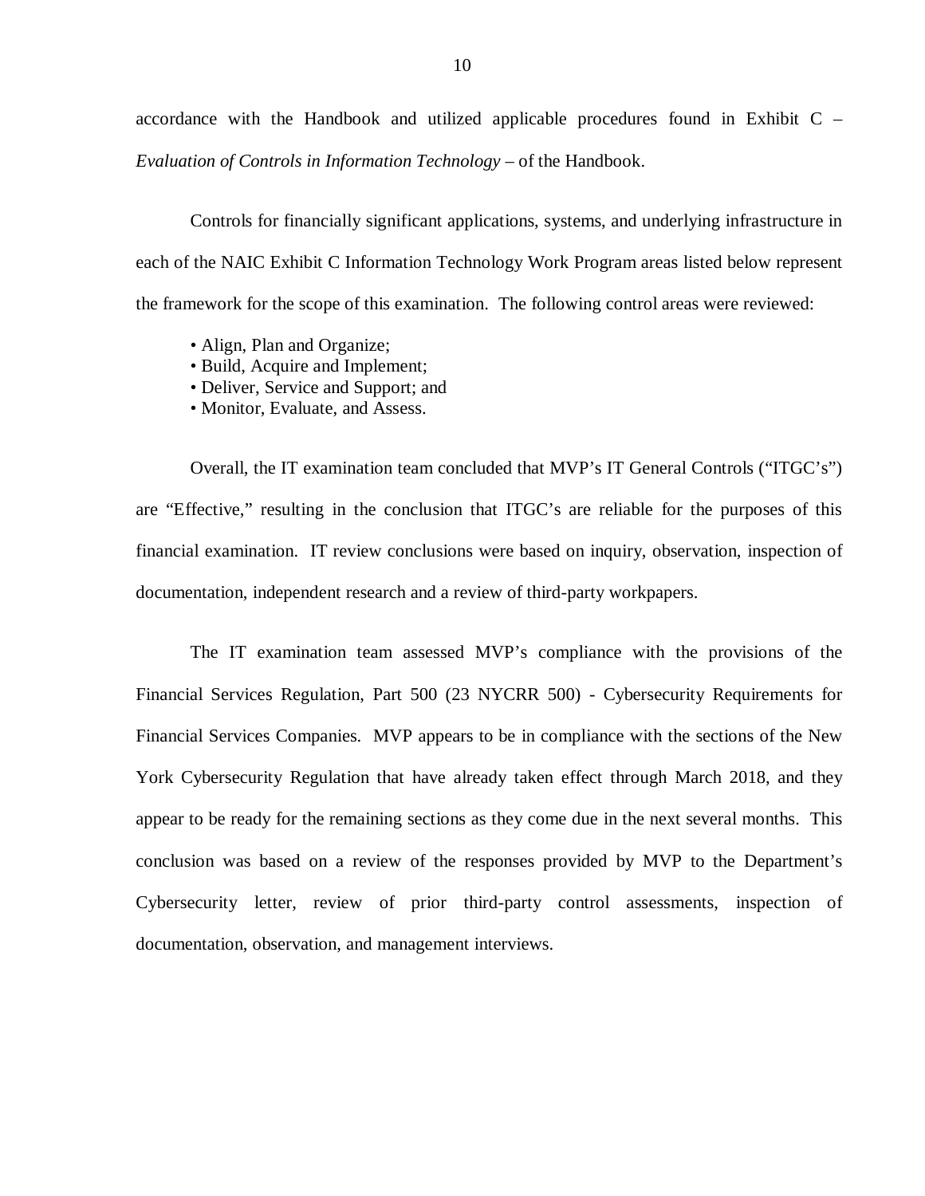accordance with the Handbook and utilized applicable procedures found in Exhibit C – *Evaluation of Controls in Information Technology* – of the Handbook.

Controls for financially significant applications, systems, and underlying infrastructure in each of the NAIC Exhibit C Information Technology Work Program areas listed below represent the framework for the scope of this examination. The following control areas were reviewed:

- Align, Plan and Organize;
- Build, Acquire and Implement;
- Deliver, Service and Support; and
- Monitor, Evaluate, and Assess.

Overall, the IT examination team concluded that MVP's IT General Controls ("ITGC's") are "Effective," resulting in the conclusion that ITGC's are reliable for the purposes of this financial examination. IT review conclusions were based on inquiry, observation, inspection of documentation, independent research and a review of third-party workpapers.

The IT examination team assessed MVP's compliance with the provisions of the Financial Services Regulation, Part 500 (23 NYCRR 500) - Cybersecurity Requirements for Financial Services Companies. MVP appears to be in compliance with the sections of the New York Cybersecurity Regulation that have already taken effect through March 2018, and they appear to be ready for the remaining sections as they come due in the next several months. This conclusion was based on a review of the responses provided by MVP to the Department's Cybersecurity letter, review of prior third-party control assessments, inspection of documentation, observation, and management interviews.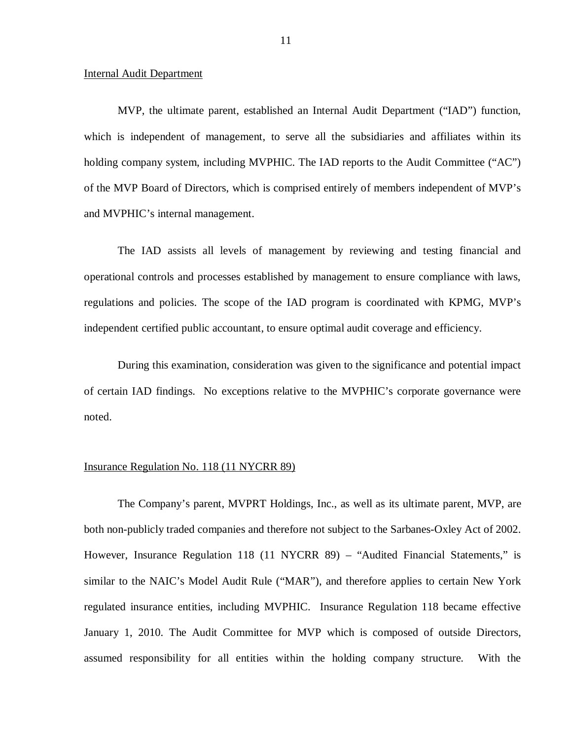Internal Audit Department

MVP, the ultimate parent, established an Internal Audit Department ("IAD") function, which is independent of management, to serve all the subsidiaries and affiliates within its holding company system, including MVPHIC. The IAD reports to the Audit Committee ("AC") of the MVP Board of Directors, which is comprised entirely of members independent of MVP's and MVPHIC's internal management.

The IAD assists all levels of management by reviewing and testing financial and operational controls and processes established by management to ensure compliance with laws, regulations and policies. The scope of the IAD program is coordinated with KPMG, MVP's independent certified public accountant, to ensure optimal audit coverage and efficiency.

During this examination, consideration was given to the significance and potential impact of certain IAD findings. No exceptions relative to the MVPHIC's corporate governance were noted.

Insurance Regulation No. 118 (11 NYCRR 89)

The Company's parent, MVPRT Holdings, Inc., as well as its ultimate parent, MVP, are both non-publicly traded companies and therefore not subject to the Sarbanes-Oxley Act of 2002. However, Insurance Regulation 118 (11 NYCRR 89) – "Audited Financial Statements," is similar to the NAIC's Model Audit Rule ("MAR"), and therefore applies to certain New York regulated insurance entities, including MVPHIC. Insurance Regulation 118 became effective January 1, 2010. The Audit Committee for MVP which is composed of outside Directors, assumed responsibility for all entities within the holding company structure. With the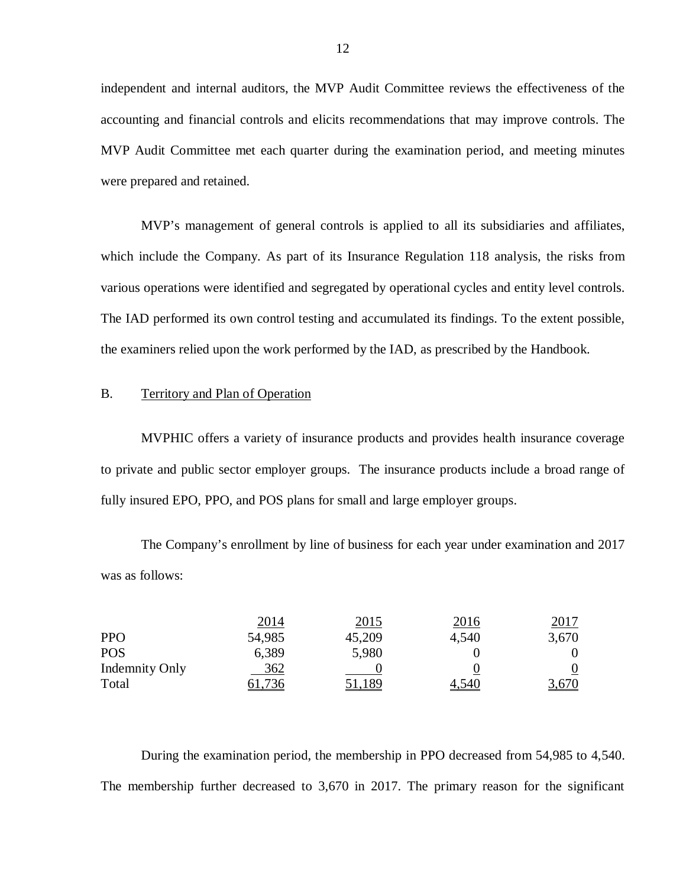independent and internal auditors, the MVP Audit Committee reviews the effectiveness of the accounting and financial controls and elicits recommendations that may improve controls. The MVP Audit Committee met each quarter during the examination period, and meeting minutes were prepared and retained.

MVP's management of general controls is applied to all its subsidiaries and affiliates, which include the Company. As part of its Insurance Regulation 118 analysis, the risks from various operations were identified and segregated by operational cycles and entity level controls. The IAD performed its own control testing and accumulated its findings. To the extent possible, the examiners relied upon the work performed by the IAD, as prescribed by the Handbook.

## B. Territory and Plan of Operation

MVPHIC offers a variety of insurance products and provides health insurance coverage to private and public sector employer groups. The insurance products include a broad range of fully insured EPO, PPO, and POS plans for small and large employer groups.

The Company's enrollment by line of business for each year under examination and 2017 was as follows:

| | 2014 | 2015 | 2016 | 2017 |
|---|---|---|---|---|
| PPO | 54,985 | 45,209 | 4,540 | 3,670 |
| POS | 6,389 | 5,980 | 0 | 0 |
| Indemnity Only | 362 | 0 | 0 | 0 |
| Total | 61,736 | 51,189 | 4,540 | 3,670 |

During the examination period, the membership in PPO decreased from 54,985 to 4,540. The membership further decreased to 3,670 in 2017. The primary reason for the significant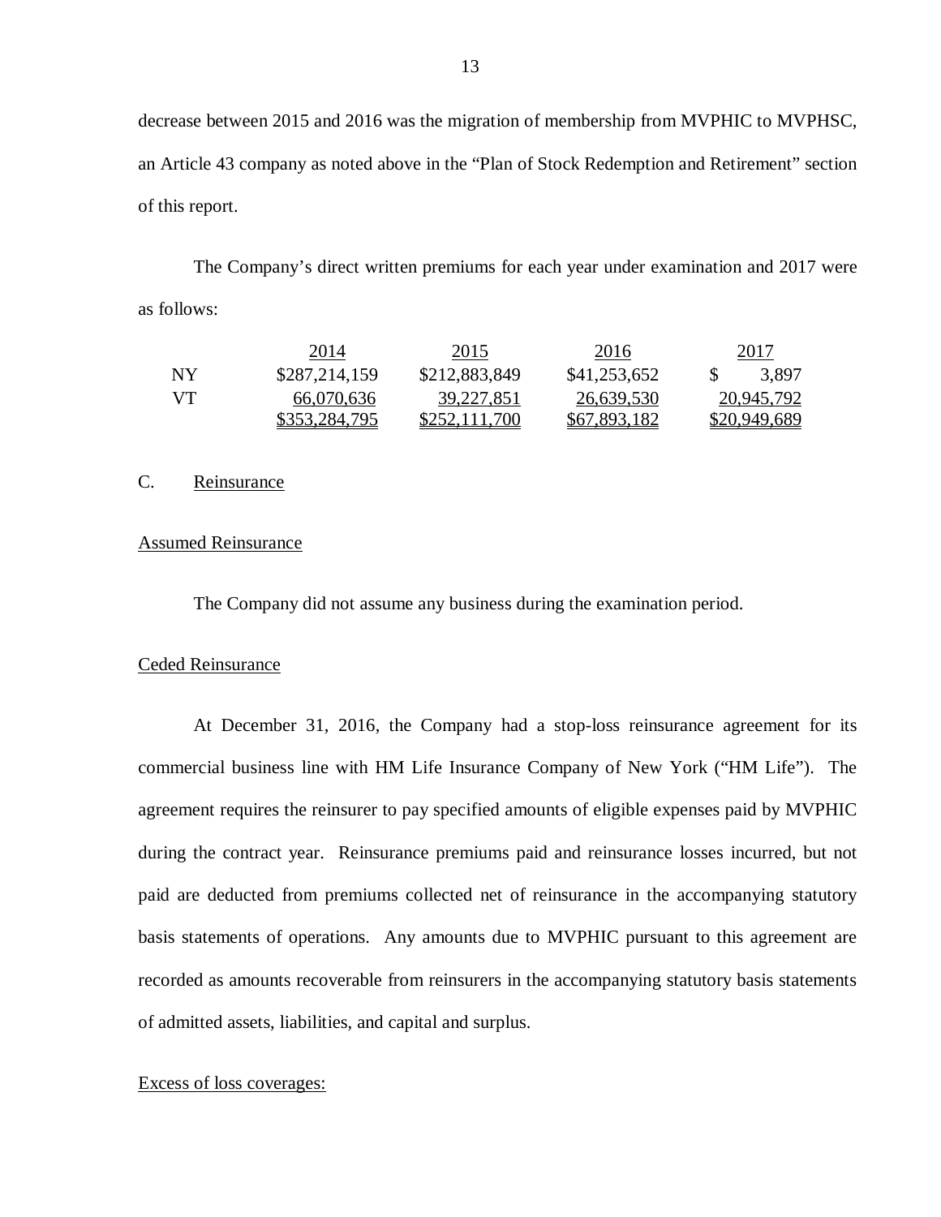decrease between 2015 and 2016 was the migration of membership from MVPHIC to MVPHSC, an Article 43 company as noted above in the "Plan of Stock Redemption and Retirement" section of this report.

The Company's direct written premiums for each year under examination and 2017 were as follows:

| | 2014 | 2015 | 2016 | 2017 |
|---|---|---|---|---|
| NY | $287,214,159 | $212,883,849 | $41,253,652 | $ 3,897 |
| VT | 66,070,636 | 39,227,851 | 26,639,530 | 20,945,792 |
| | $353,284,795 | $252,111,700 | $67,893,182 | $20,949,689 |

## C. Reinsurance

### Assumed Reinsurance

The Company did not assume any business during the examination period.

### Ceded Reinsurance

At December 31, 2016, the Company had a stop-loss reinsurance agreement for its commercial business line with HM Life Insurance Company of New York ("HM Life"). The agreement requires the reinsurer to pay specified amounts of eligible expenses paid by MVPHIC during the contract year. Reinsurance premiums paid and reinsurance losses incurred, but not paid are deducted from premiums collected net of reinsurance in the accompanying statutory basis statements of operations. Any amounts due to MVPHIC pursuant to this agreement are recorded as amounts recoverable from reinsurers in the accompanying statutory basis statements of admitted assets, liabilities, and capital and surplus.

Excess of loss coverages: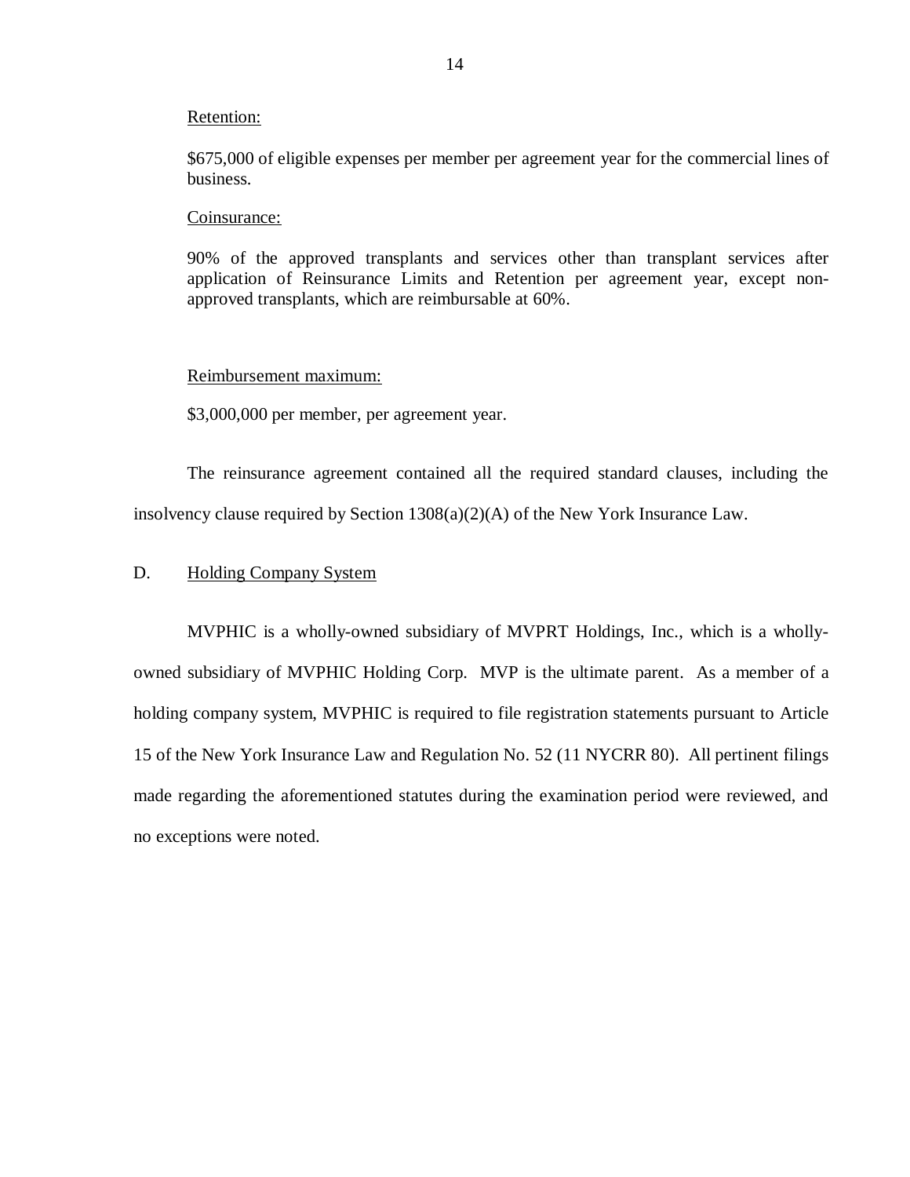Retention:

$675,000 of eligible expenses per member per agreement year for the commercial lines of business.

Coinsurance:

90% of the approved transplants and services other than transplant services after application of Reinsurance Limits and Retention per agreement year, except non-approved transplants, which are reimbursable at 60%.

Reimbursement maximum:

$3,000,000 per member, per agreement year.

The reinsurance agreement contained all the required standard clauses, including the insolvency clause required by Section 1308(a)(2)(A) of the New York Insurance Law.

## D. Holding Company System

MVPHIC is a wholly-owned subsidiary of MVPRT Holdings, Inc., which is a wholly-owned subsidiary of MVPHIC Holding Corp. MVP is the ultimate parent. As a member of a holding company system, MVPHIC is required to file registration statements pursuant to Article 15 of the New York Insurance Law and Regulation No. 52 (11 NYCRR 80). All pertinent filings made regarding the aforementioned statutes during the examination period were reviewed, and no exceptions were noted.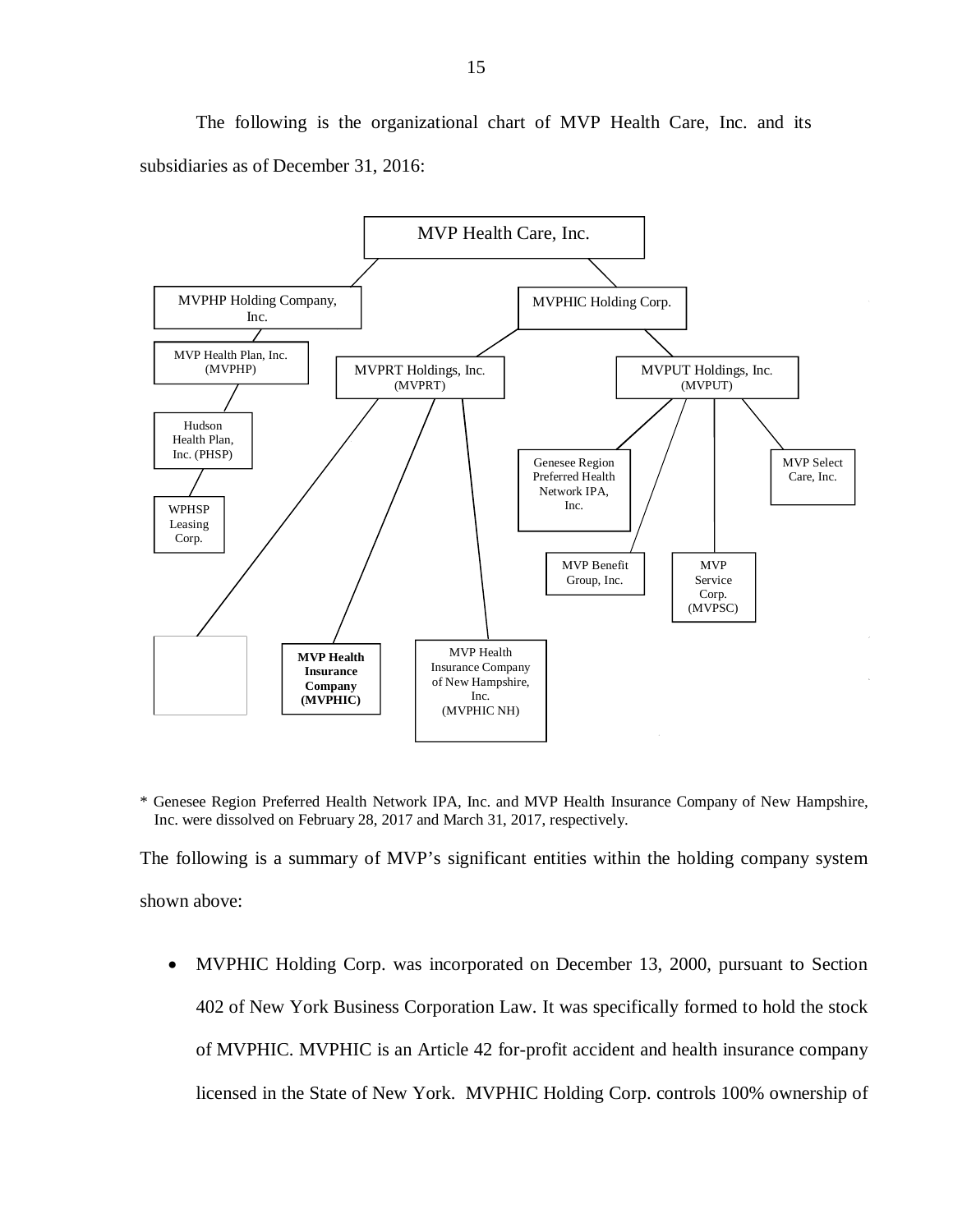The following is the organizational chart of MVP Health Care, Inc. and its subsidiaries as of December 31, 2016:

- MVP Health Care, Inc.
  - MVPHP Holding Company, Inc.
    - MVP Health Plan, Inc. (MVPHP)
      - Hudson Health Plan, Inc. (PHSP)
        - WPHSP Leasing Corp.
  - MVPHIC Holding Corp.
    - MVPRT Holdings, Inc. (MVPRT)
      - [unlabeled box]
      - **MVP Health Insurance Company (MVPHIC)**
      - MVP Health Insurance Company of New Hampshire, Inc. (MVPHIC NH)
    - MVPUT Holdings, Inc. (MVPUT)
      - Genesee Region Preferred Health Network IPA, Inc.
      - MVP Benefit Group, Inc.
      - MVP Service Corp. (MVPSC)
      - MVP Select Care, Inc.

\* Genesee Region Preferred Health Network IPA, Inc. and MVP Health Insurance Company of New Hampshire, Inc. were dissolved on February 28, 2017 and March 31, 2017, respectively.

The following is a summary of MVP's significant entities within the holding company system shown above:

- MVPHIC Holding Corp. was incorporated on December 13, 2000, pursuant to Section 402 of New York Business Corporation Law. It was specifically formed to hold the stock of MVPHIC. MVPHIC is an Article 42 for-profit accident and health insurance company licensed in the State of New York. MVPHIC Holding Corp. controls 100% ownership of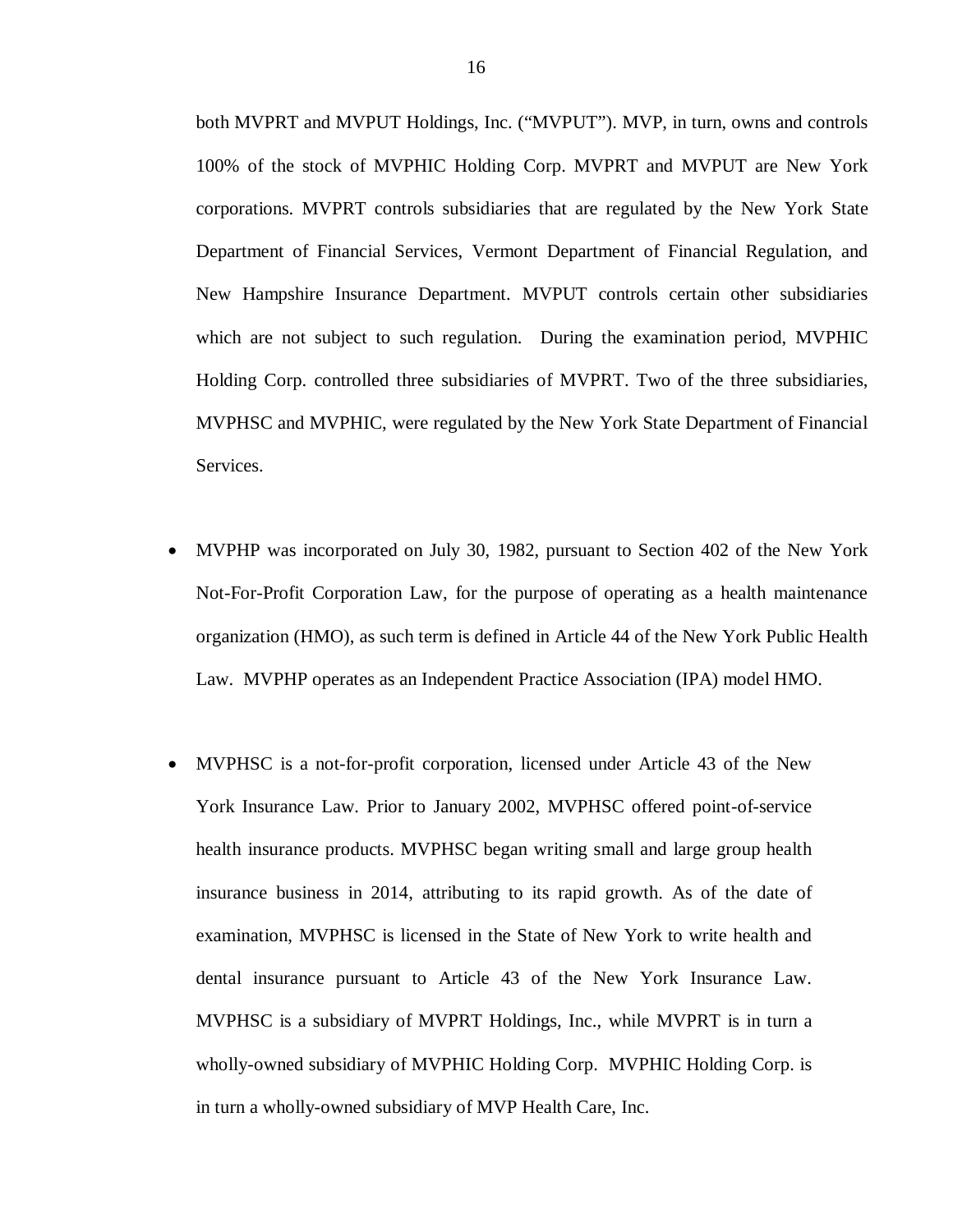both MVPRT and MVPUT Holdings, Inc. ("MVPUT"). MVP, in turn, owns and controls 100% of the stock of MVPHIC Holding Corp. MVPRT and MVPUT are New York corporations. MVPRT controls subsidiaries that are regulated by the New York State Department of Financial Services, Vermont Department of Financial Regulation, and New Hampshire Insurance Department. MVPUT controls certain other subsidiaries which are not subject to such regulation. During the examination period, MVPHIC Holding Corp. controlled three subsidiaries of MVPRT. Two of the three subsidiaries, MVPHSC and MVPHIC, were regulated by the New York State Department of Financial Services.

- MVPHP was incorporated on July 30, 1982, pursuant to Section 402 of the New York Not-For-Profit Corporation Law, for the purpose of operating as a health maintenance organization (HMO), as such term is defined in Article 44 of the New York Public Health Law. MVPHP operates as an Independent Practice Association (IPA) model HMO.

- MVPHSC is a not-for-profit corporation, licensed under Article 43 of the New York Insurance Law. Prior to January 2002, MVPHSC offered point-of-service health insurance products. MVPHSC began writing small and large group health insurance business in 2014, attributing to its rapid growth. As of the date of examination, MVPHSC is licensed in the State of New York to write health and dental insurance pursuant to Article 43 of the New York Insurance Law. MVPHSC is a subsidiary of MVPRT Holdings, Inc., while MVPRT is in turn a wholly-owned subsidiary of MVPHIC Holding Corp. MVPHIC Holding Corp. is in turn a wholly-owned subsidiary of MVP Health Care, Inc.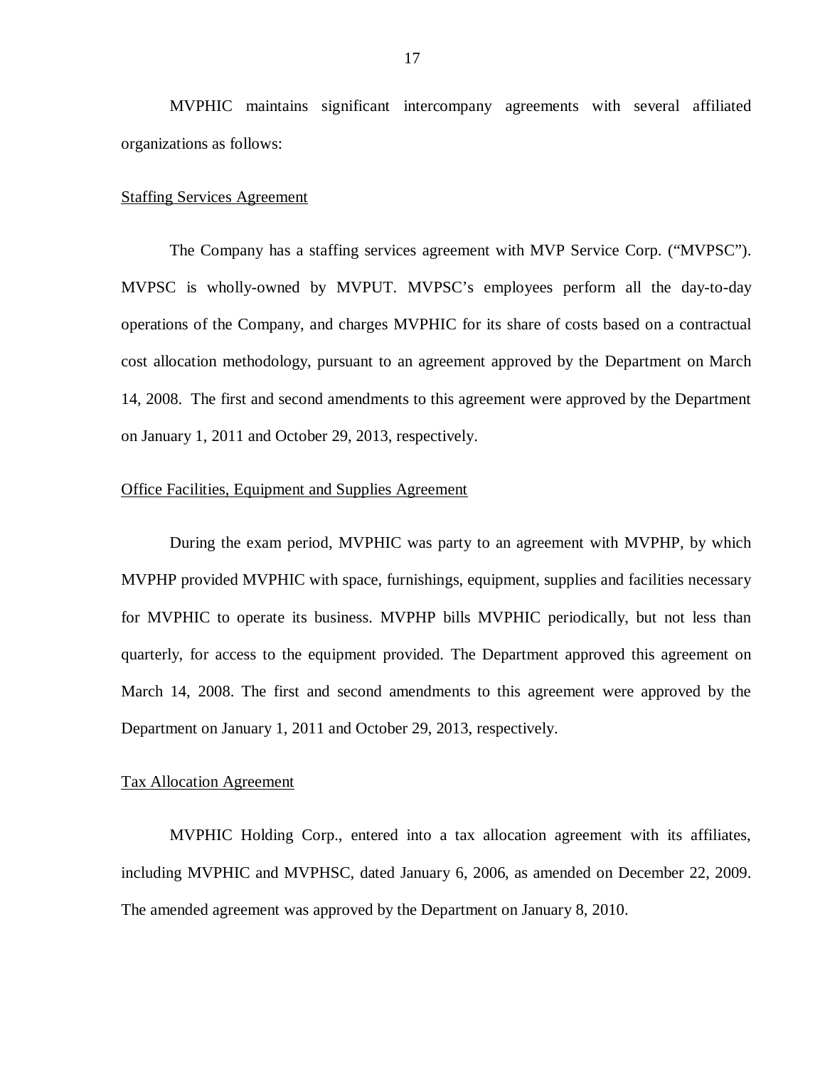MVPHIC maintains significant intercompany agreements with several affiliated organizations as follows:

Staffing Services Agreement

The Company has a staffing services agreement with MVP Service Corp. ("MVPSC"). MVPSC is wholly-owned by MVPUT. MVPSC's employees perform all the day-to-day operations of the Company, and charges MVPHIC for its share of costs based on a contractual cost allocation methodology, pursuant to an agreement approved by the Department on March 14, 2008. The first and second amendments to this agreement were approved by the Department on January 1, 2011 and October 29, 2013, respectively.

Office Facilities, Equipment and Supplies Agreement

During the exam period, MVPHIC was party to an agreement with MVPHP, by which MVPHP provided MVPHIC with space, furnishings, equipment, supplies and facilities necessary for MVPHIC to operate its business. MVPHP bills MVPHIC periodically, but not less than quarterly, for access to the equipment provided. The Department approved this agreement on March 14, 2008. The first and second amendments to this agreement were approved by the Department on January 1, 2011 and October 29, 2013, respectively.

Tax Allocation Agreement

MVPHIC Holding Corp., entered into a tax allocation agreement with its affiliates, including MVPHIC and MVPHSC, dated January 6, 2006, as amended on December 22, 2009. The amended agreement was approved by the Department on January 8, 2010.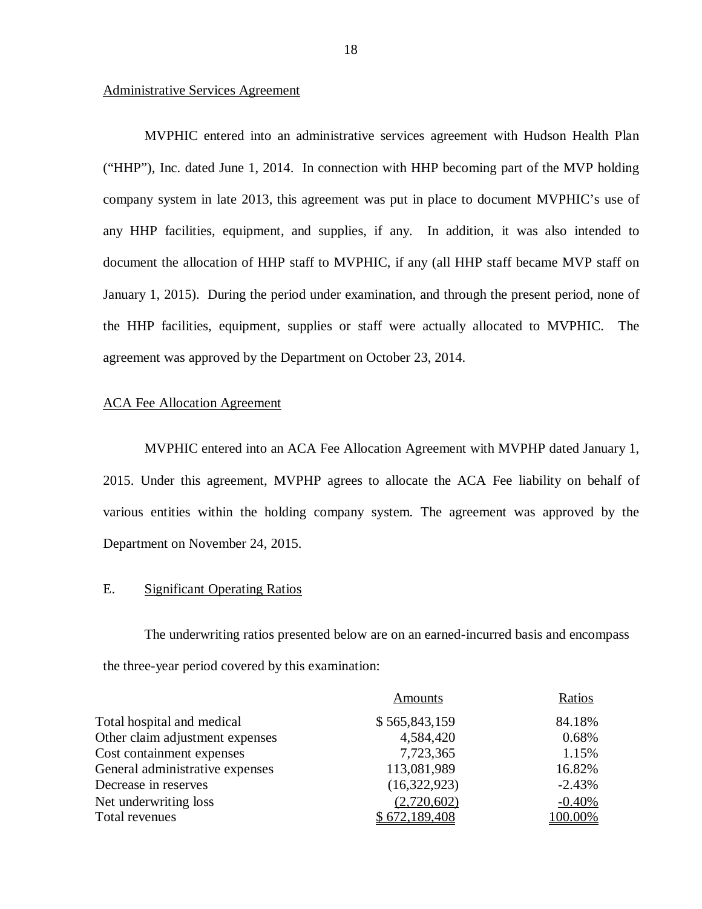Administrative Services Agreement

MVPHIC entered into an administrative services agreement with Hudson Health Plan ("HHP"), Inc. dated June 1, 2014. In connection with HHP becoming part of the MVP holding company system in late 2013, this agreement was put in place to document MVPHIC's use of any HHP facilities, equipment, and supplies, if any. In addition, it was also intended to document the allocation of HHP staff to MVPHIC, if any (all HHP staff became MVP staff on January 1, 2015). During the period under examination, and through the present period, none of the HHP facilities, equipment, supplies or staff were actually allocated to MVPHIC. The agreement was approved by the Department on October 23, 2014.

ACA Fee Allocation Agreement

MVPHIC entered into an ACA Fee Allocation Agreement with MVPHP dated January 1, 2015. Under this agreement, MVPHP agrees to allocate the ACA Fee liability on behalf of various entities within the holding company system. The agreement was approved by the Department on November 24, 2015.

## E. Significant Operating Ratios

The underwriting ratios presented below are on an earned-incurred basis and encompass the three-year period covered by this examination:

| | Amounts | Ratios |
|---|---|---|
| Total hospital and medical | $ 565,843,159 | 84.18% |
| Other claim adjustment expenses | 4,584,420 | 0.68% |
| Cost containment expenses | 7,723,365 | 1.15% |
| General administrative expenses | 113,081,989 | 16.82% |
| Decrease in reserves | (16,322,923) | -2.43% |
| Net underwriting loss | (2,720,602) | -0.40% |
| Total revenues | $ 672,189,408 | 100.00% |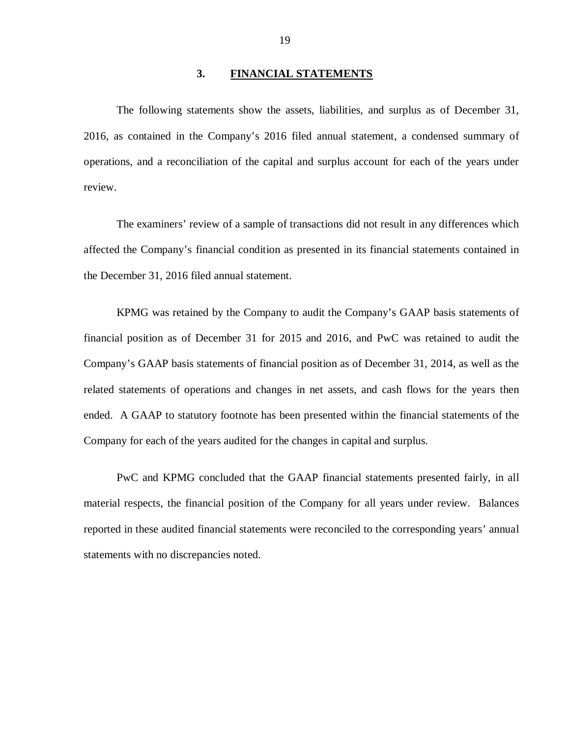## 3. FINANCIAL STATEMENTS

The following statements show the assets, liabilities, and surplus as of December 31, 2016, as contained in the Company's 2016 filed annual statement, a condensed summary of operations, and a reconciliation of the capital and surplus account for each of the years under review.

The examiners' review of a sample of transactions did not result in any differences which affected the Company's financial condition as presented in its financial statements contained in the December 31, 2016 filed annual statement.

KPMG was retained by the Company to audit the Company's GAAP basis statements of financial position as of December 31 for 2015 and 2016, and PwC was retained to audit the Company's GAAP basis statements of financial position as of December 31, 2014, as well as the related statements of operations and changes in net assets, and cash flows for the years then ended. A GAAP to statutory footnote has been presented within the financial statements of the Company for each of the years audited for the changes in capital and surplus.

PwC and KPMG concluded that the GAAP financial statements presented fairly, in all material respects, the financial position of the Company for all years under review. Balances reported in these audited financial statements were reconciled to the corresponding years' annual statements with no discrepancies noted.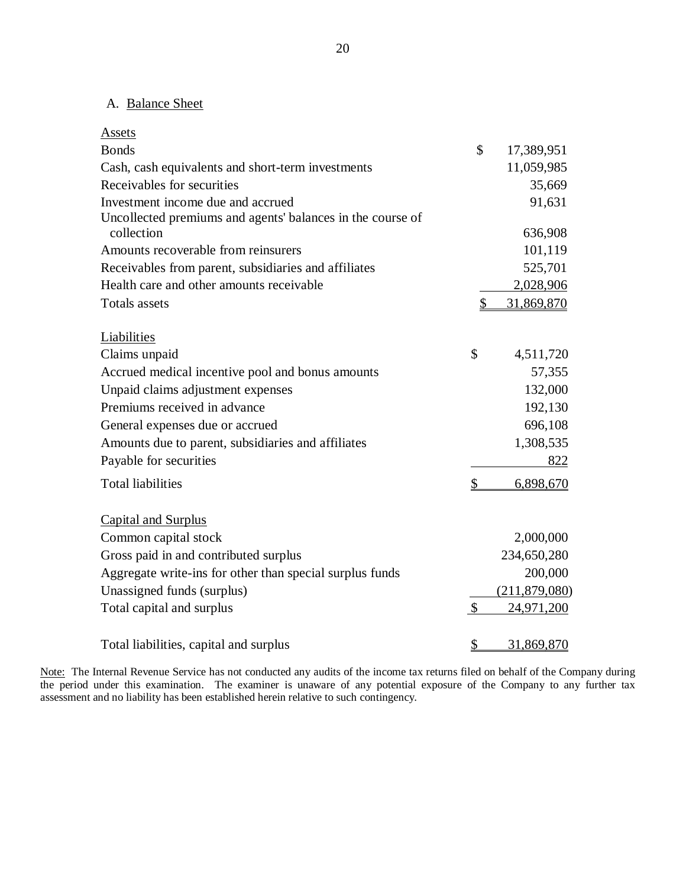A. Balance Sheet

| | |
|---|---|
| **Assets** | |
| Bonds | $ 17,389,951 |
| Cash, cash equivalents and short-term investments | 11,059,985 |
| Receivables for securities | 35,669 |
| Investment income due and accrued | 91,631 |
| Uncollected premiums and agents' balances in the course of collection | 636,908 |
| Amounts recoverable from reinsurers | 101,119 |
| Receivables from parent, subsidiaries and affiliates | 525,701 |
| Health care and other amounts receivable | 2,028,906 |
| Totals assets | $ 31,869,870 |
| | |
| **Liabilities** | |
| Claims unpaid | $ 4,511,720 |
| Accrued medical incentive pool and bonus amounts | 57,355 |
| Unpaid claims adjustment expenses | 132,000 |
| Premiums received in advance | 192,130 |
| General expenses due or accrued | 696,108 |
| Amounts due to parent, subsidiaries and affiliates | 1,308,535 |
| Payable for securities | 822 |
| Total liabilities | $ 6,898,670 |
| | |
| **Capital and Surplus** | |
| Common capital stock | 2,000,000 |
| Gross paid in and contributed surplus | 234,650,280 |
| Aggregate write-ins for other than special surplus funds | 200,000 |
| Unassigned funds (surplus) | (211,879,080) |
| Total capital and surplus | $ 24,971,200 |
| | |
| Total liabilities, capital and surplus | $ 31,869,870 |

Note: The Internal Revenue Service has not conducted any audits of the income tax returns filed on behalf of the Company during the period under this examination. The examiner is unaware of any potential exposure of the Company to any further tax assessment and no liability has been established herein relative to such contingency.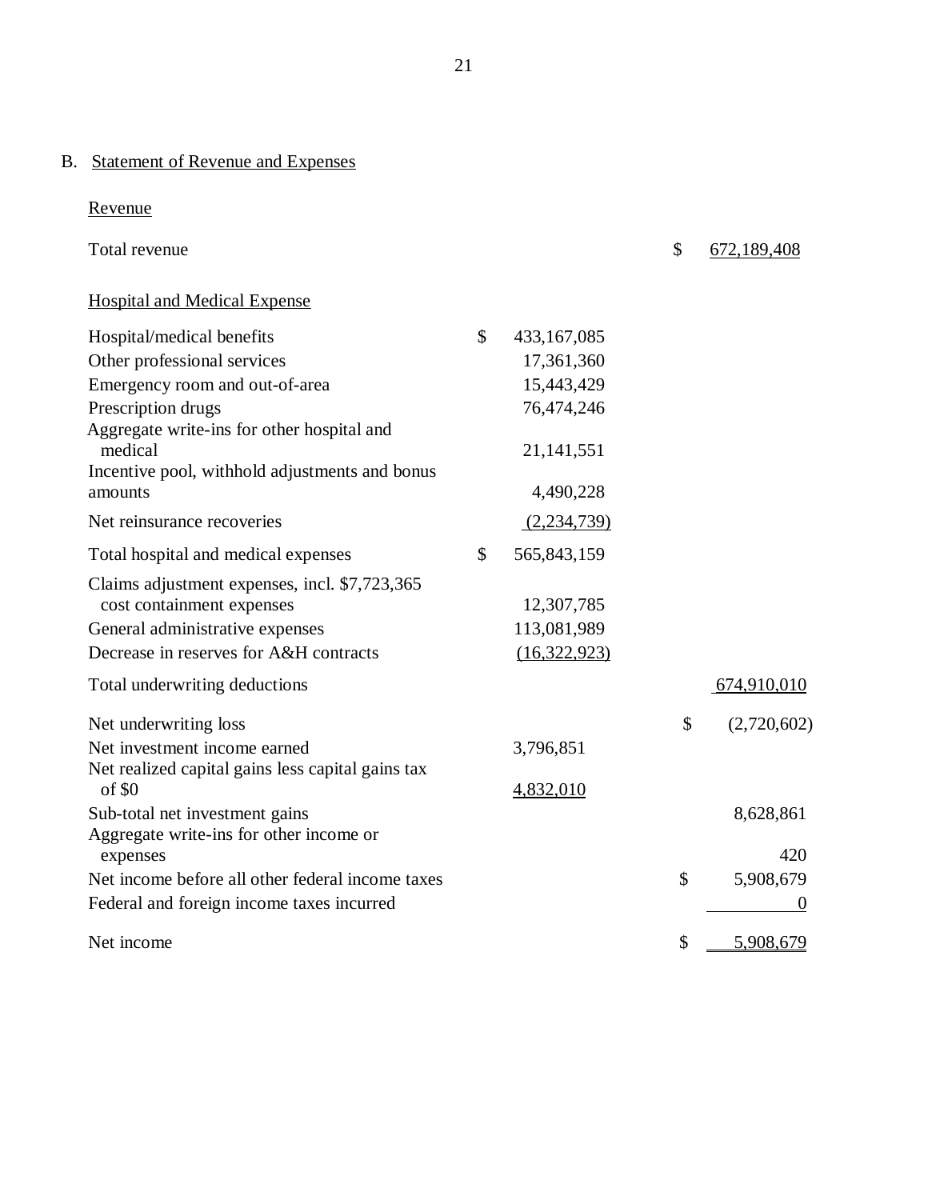## B. Statement of Revenue and Expenses

| | | | | |
|---|---|---|---|---|
| Revenue | | | | |
| Total revenue | | | $ | 672,189,408 |
| Hospital and Medical Expense | | | | |
| Hospital/medical benefits | $ | 433,167,085 | | |
| Other professional services | | 17,361,360 | | |
| Emergency room and out-of-area | | 15,443,429 | | |
| Prescription drugs | | 76,474,246 | | |
| Aggregate write-ins for other hospital and medical | | 21,141,551 | | |
| Incentive pool, withhold adjustments and bonus amounts | | 4,490,228 | | |
| Net reinsurance recoveries | | (2,234,739) | | |
| Total hospital and medical expenses | $ | 565,843,159 | | |
| Claims adjustment expenses, incl. $7,723,365 cost containment expenses | | 12,307,785 | | |
| General administrative expenses | | 113,081,989 | | |
| Decrease in reserves for A&H contracts | | (16,322,923) | | |
| Total underwriting deductions | | | | 674,910,010 |
| Net underwriting loss | | | $ | (2,720,602) |
| Net investment income earned | | 3,796,851 | | |
| Net realized capital gains less capital gains tax of $0 | | 4,832,010 | | |
| Sub-total net investment gains | | | | 8,628,861 |
| Aggregate write-ins for other income or expenses | | | | 420 |
| Net income before all other federal income taxes | | | $ | 5,908,679 |
| Federal and foreign income taxes incurred | | | | 0 |
| Net income | | | $ | 5,908,679 |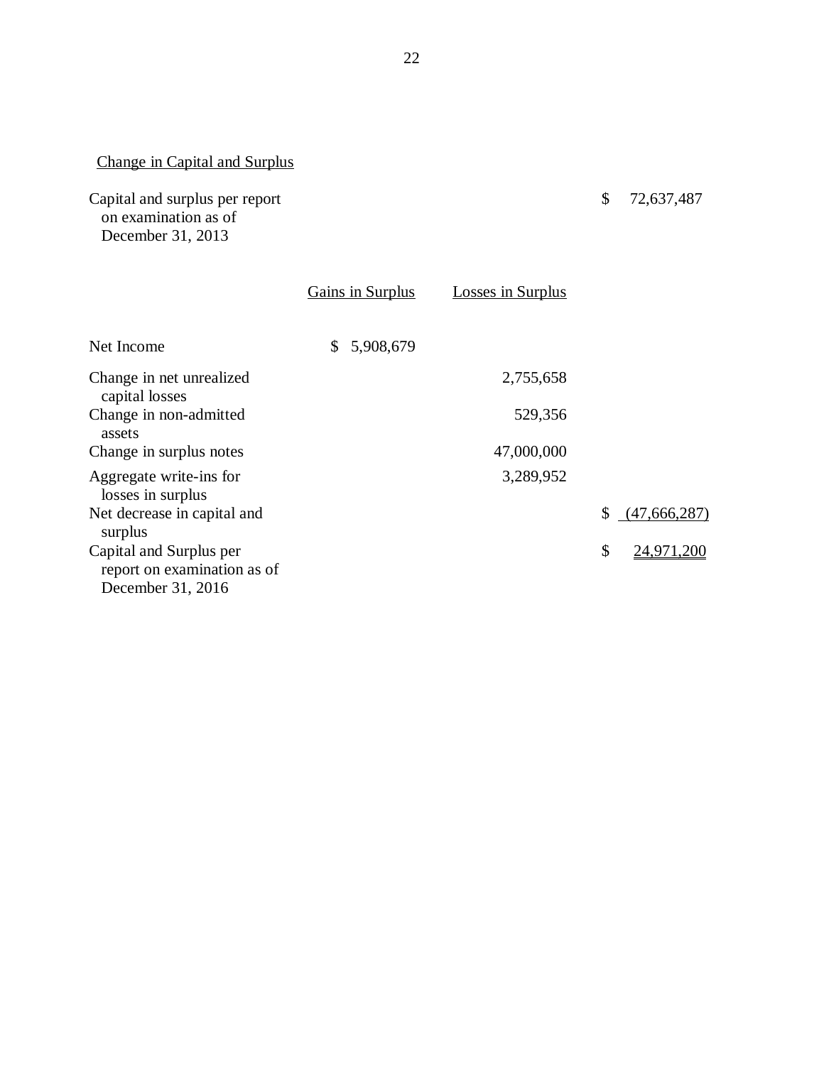Change in Capital and Surplus

| | Gains in Surplus | Losses in Surplus | |
|---|---|---|---|
| Capital and surplus per report on examination as of December 31, 2013 | | | $ 72,637,487 |
| Net Income | $ 5,908,679 | | |
| Change in net unrealized capital losses | | 2,755,658 | |
| Change in non-admitted assets | | 529,356 | |
| Change in surplus notes | | 47,000,000 | |
| Aggregate write-ins for losses in surplus | | 3,289,952 | |
| Net decrease in capital and surplus | | | $ (47,666,287) |
| Capital and Surplus per report on examination as of December 31, 2016 | | | $ 24,971,200 |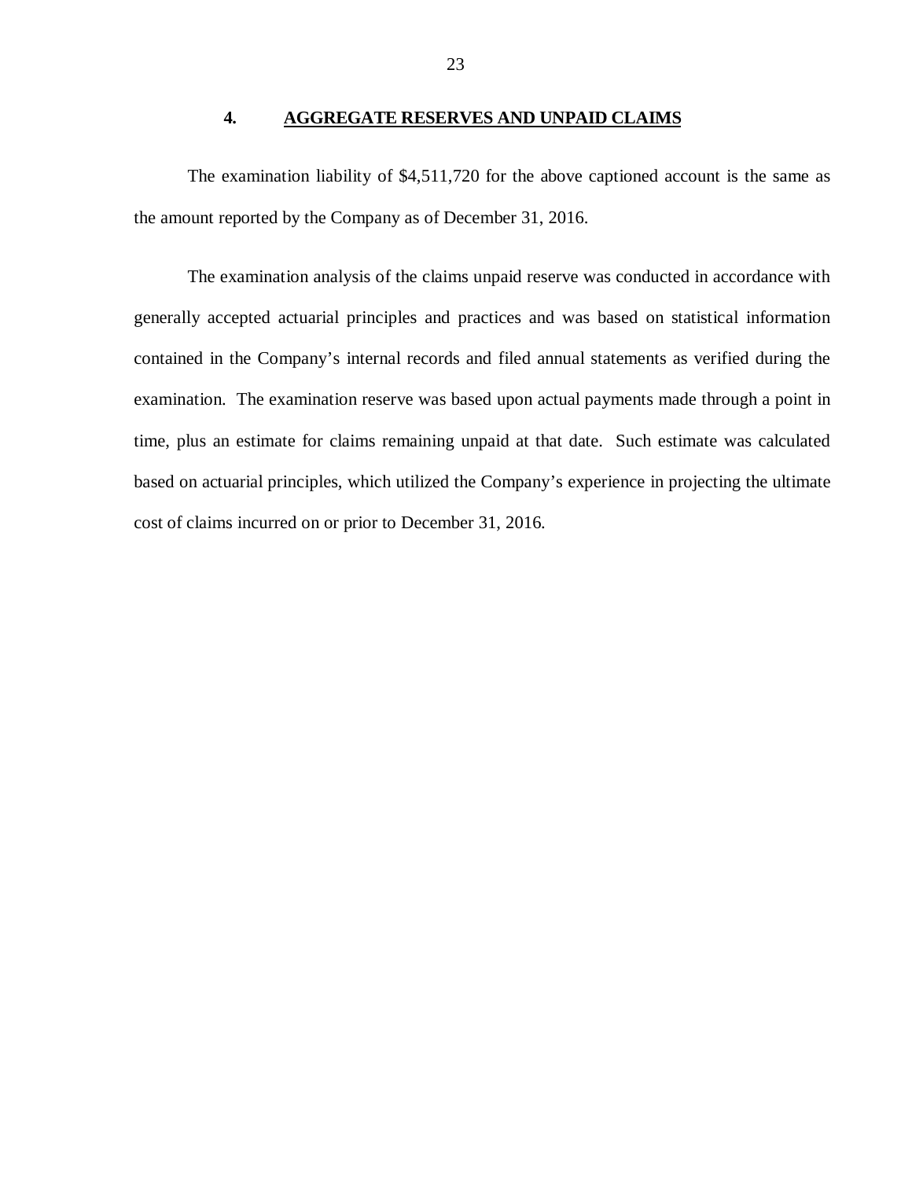## 4. AGGREGATE RESERVES AND UNPAID CLAIMS

The examination liability of $4,511,720 for the above captioned account is the same as the amount reported by the Company as of December 31, 2016.

The examination analysis of the claims unpaid reserve was conducted in accordance with generally accepted actuarial principles and practices and was based on statistical information contained in the Company's internal records and filed annual statements as verified during the examination. The examination reserve was based upon actual payments made through a point in time, plus an estimate for claims remaining unpaid at that date. Such estimate was calculated based on actuarial principles, which utilized the Company's experience in projecting the ultimate cost of claims incurred on or prior to December 31, 2016.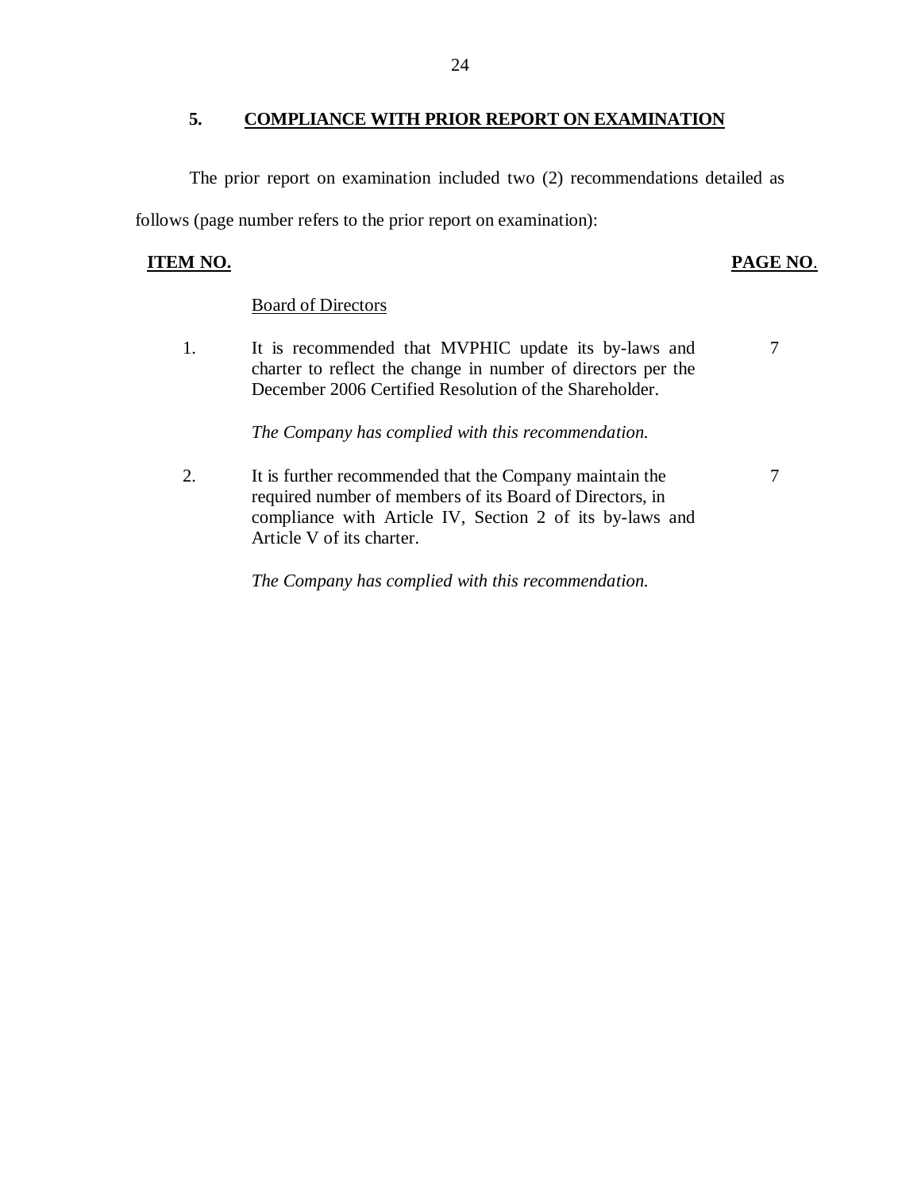## 5. COMPLIANCE WITH PRIOR REPORT ON EXAMINATION

The prior report on examination included two (2) recommendations detailed as follows (page number refers to the prior report on examination):

| ITEM NO. | | PAGE NO. |
|---|---|---|
| | Board of Directors | |
| 1. | It is recommended that MVPHIC update its by-laws and charter to reflect the change in number of directors per the December 2006 Certified Resolution of the Shareholder.<br><br>*The Company has complied with this recommendation.* | 7 |
| 2. | It is further recommended that the Company maintain the required number of members of its Board of Directors, in compliance with Article IV, Section 2 of its by-laws and Article V of its charter.<br><br>*The Company has complied with this recommendation.* | 7 |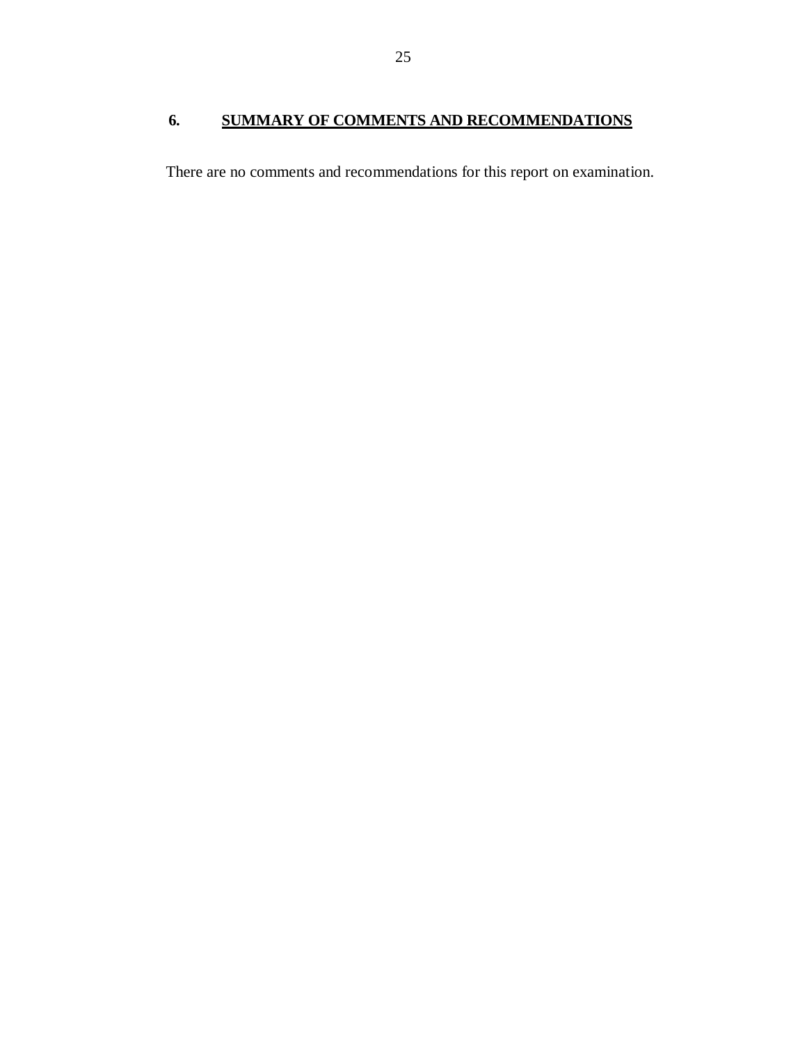## 6. SUMMARY OF COMMENTS AND RECOMMENDATIONS

There are no comments and recommendations for this report on examination.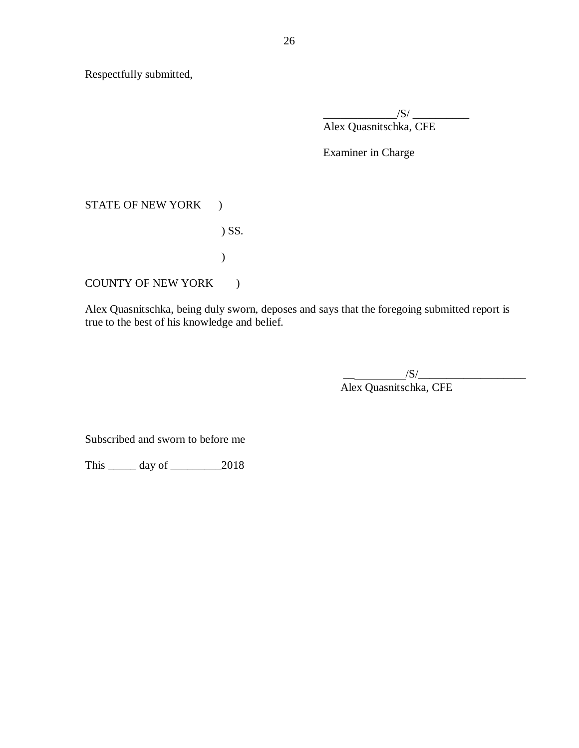Respectfully submitted,

_____________/S/ __________
Alex Quasnitschka, CFE

Examiner in Charge

STATE OF NEW YORK )

) SS.

)

COUNTY OF NEW YORK )

Alex Quasnitschka, being duly sworn, deposes and says that the foregoing submitted report is true to the best of his knowledge and belief.

___________/S/____________________
Alex Quasnitschka, CFE

Subscribed and sworn to before me

This _____ day of _________2018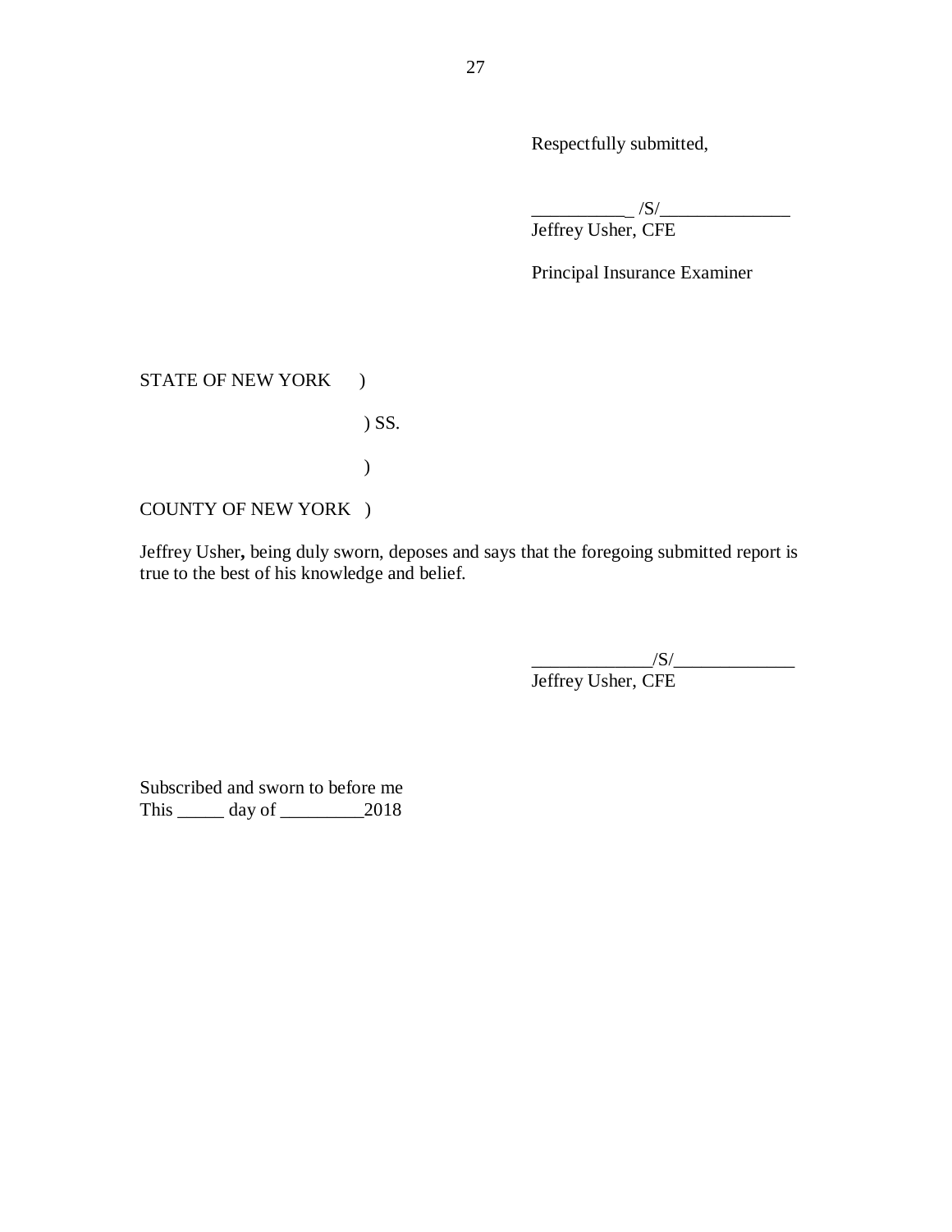Respectfully submitted,

__________ /S/______________
Jeffrey Usher, CFE

Principal Insurance Examiner

STATE OF NEW YORK )

) SS.

)

COUNTY OF NEW YORK )

Jeffrey Usher**,** being duly sworn, deposes and says that the foregoing submitted report is true to the best of his knowledge and belief.

_____________/S/_____________
Jeffrey Usher, CFE

Subscribed and sworn to before me
This _____ day of _________2018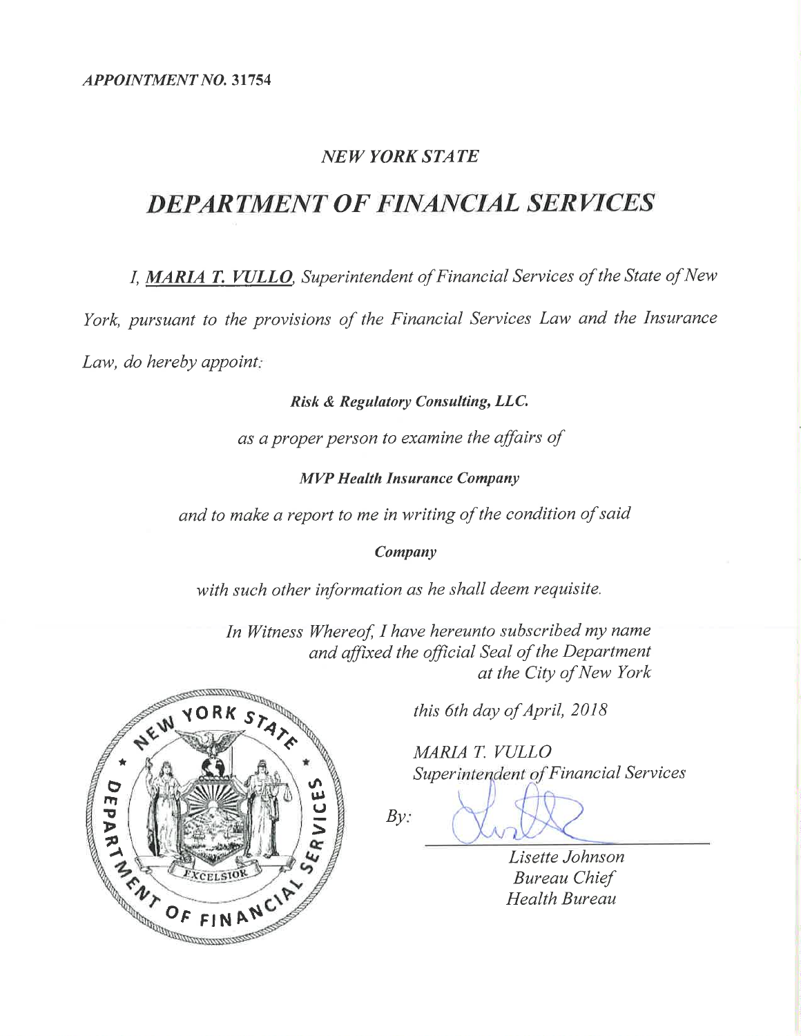*APPOINTMENT NO.* **31754**

*NEW YORK STATE*

# *DEPARTMENT OF FINANCIAL SERVICES*

*I, **MARIA T. VULLO**, Superintendent of Financial Services of the State of New York, pursuant to the provisions of the Financial Services Law and the Insurance Law, do hereby appoint:*

***Risk & Regulatory Consulting, LLC.***

*as a proper person to examine the affairs of*

***MVP Health Insurance Company***

*and to make a report to me in writing of the condition of said*

***Company***

*with such other information as he shall deem requisite.*

*In Witness Whereof, I have hereunto subscribed my name and affixed the official Seal of the Department at the City of New York*

*this 6th day of April, 2018*

*MARIA T. VULLO*
*Superintendent of Financial Services*

*By:*

*Lisette Johnson*
*Bureau Chief*
*Health Bureau*